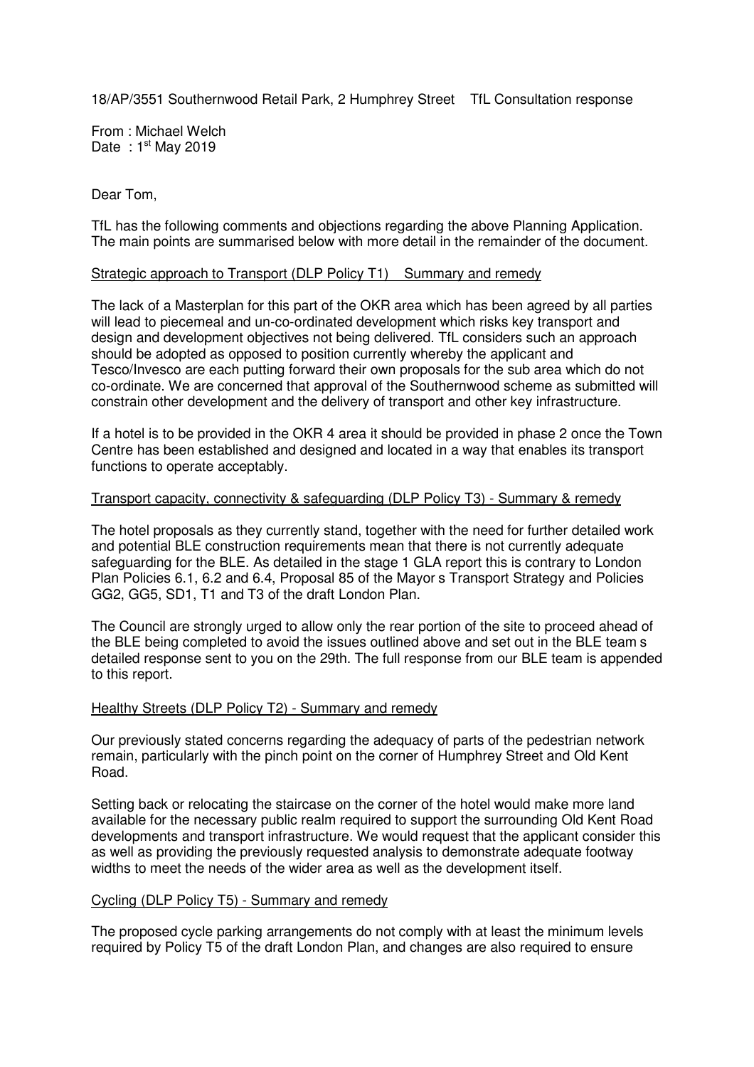18/AP/3551 Southernwood Retail Park, 2 Humphrey Street    TfL Consultation response

From : Michael Welch
Date  : 1st May 2019

Dear Tom,

TfL has the following comments and objections regarding the above Planning Application. The main points are summarised below with more detail in the remainder of the document.

Strategic approach to Transport (DLP Policy T1)    Summary and remedy

The lack of a Masterplan for this part of the OKR area which has been agreed by all parties will lead to piecemeal and un-co-ordinated development which risks key transport and design and development objectives not being delivered. TfL considers such an approach should be adopted as opposed to position currently whereby the applicant and Tesco/Invesco are each putting forward their own proposals for the sub area which do not co-ordinate. We are concerned that approval of the Southernwood scheme as submitted will constrain other development and the delivery of transport and other key infrastructure.

If a hotel is to be provided in the OKR 4 area it should be provided in phase 2 once the Town Centre has been established and designed and located in a way that enables its transport functions to operate acceptably.

Transport capacity, connectivity & safeguarding (DLP Policy T3) - Summary & remedy

The hotel proposals as they currently stand, together with the need for further detailed work and potential BLE construction requirements mean that there is not currently adequate safeguarding for the BLE. As detailed in the stage 1 GLA report this is contrary to London Plan Policies 6.1, 6.2 and 6.4, Proposal 85 of the Mayor s Transport Strategy and Policies GG2, GG5, SD1, T1 and T3 of the draft London Plan.

The Council are strongly urged to allow only the rear portion of the site to proceed ahead of the BLE being completed to avoid the issues outlined above and set out in the BLE team s detailed response sent to you on the 29th. The full response from our BLE team is appended to this report.

Healthy Streets (DLP Policy T2) - Summary and remedy

Our previously stated concerns regarding the adequacy of parts of the pedestrian network remain, particularly with the pinch point on the corner of Humphrey Street and Old Kent Road.

Setting back or relocating the staircase on the corner of the hotel would make more land available for the necessary public realm required to support the surrounding Old Kent Road developments and transport infrastructure. We would request that the applicant consider this as well as providing the previously requested analysis to demonstrate adequate footway widths to meet the needs of the wider area as well as the development itself.

Cycling (DLP Policy T5) - Summary and remedy

The proposed cycle parking arrangements do not comply with at least the minimum levels required by Policy T5 of the draft London Plan, and changes are also required to ensure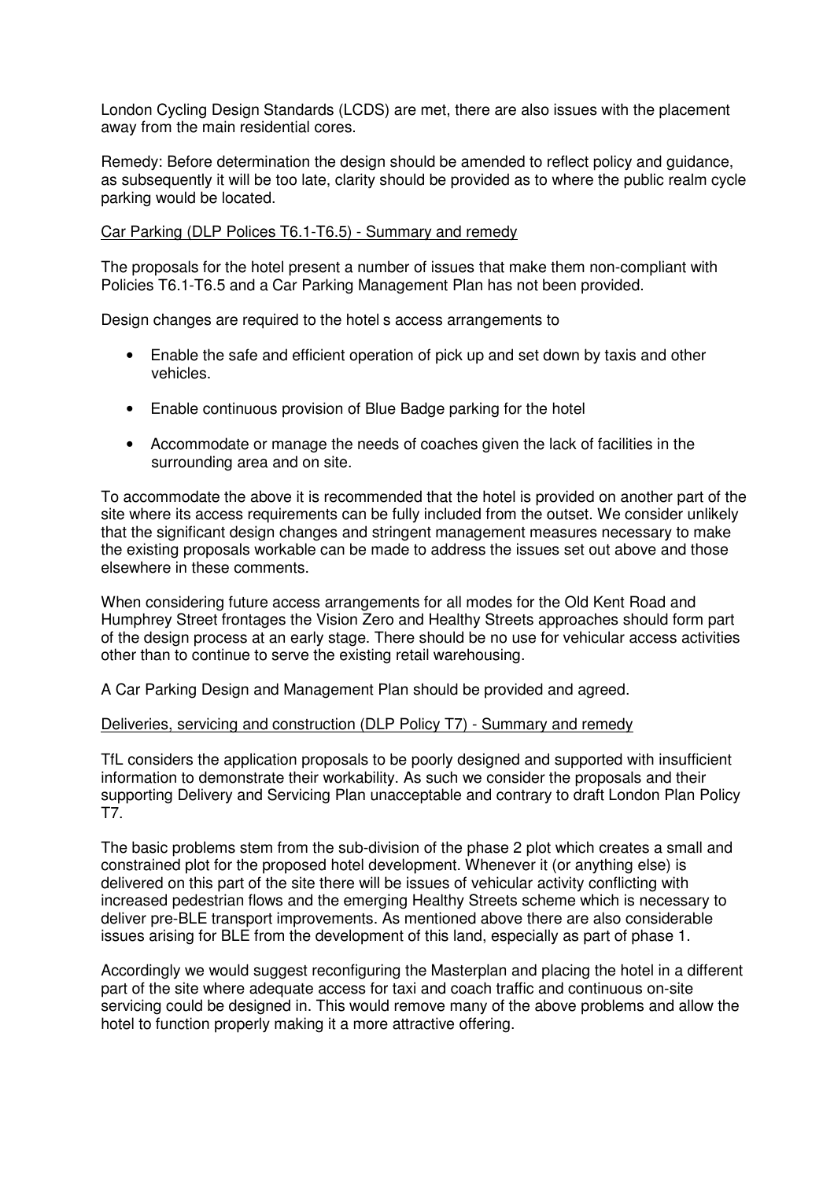London Cycling Design Standards (LCDS) are met, there are also issues with the placement away from the main residential cores.

Remedy: Before determination the design should be amended to reflect policy and guidance, as subsequently it will be too late, clarity should be provided as to where the public realm cycle parking would be located.

Car Parking (DLP Polices T6.1-T6.5) - Summary and remedy

The proposals for the hotel present a number of issues that make them non-compliant with Policies T6.1-T6.5 and a Car Parking Management Plan has not been provided.

Design changes are required to the hotel s access arrangements to

- Enable the safe and efficient operation of pick up and set down by taxis and other vehicles.
- Enable continuous provision of Blue Badge parking for the hotel
- Accommodate or manage the needs of coaches given the lack of facilities in the surrounding area and on site.

To accommodate the above it is recommended that the hotel is provided on another part of the site where its access requirements can be fully included from the outset. We consider unlikely that the significant design changes and stringent management measures necessary to make the existing proposals workable can be made to address the issues set out above and those elsewhere in these comments.

When considering future access arrangements for all modes for the Old Kent Road and Humphrey Street frontages the Vision Zero and Healthy Streets approaches should form part of the design process at an early stage. There should be no use for vehicular access activities other than to continue to serve the existing retail warehousing.

A Car Parking Design and Management Plan should be provided and agreed.

Deliveries, servicing and construction (DLP Policy T7) - Summary and remedy

TfL considers the application proposals to be poorly designed and supported with insufficient information to demonstrate their workability. As such we consider the proposals and their supporting Delivery and Servicing Plan unacceptable and contrary to draft London Plan Policy T7.

The basic problems stem from the sub-division of the phase 2 plot which creates a small and constrained plot for the proposed hotel development. Whenever it (or anything else) is delivered on this part of the site there will be issues of vehicular activity conflicting with increased pedestrian flows and the emerging Healthy Streets scheme which is necessary to deliver pre-BLE transport improvements. As mentioned above there are also considerable issues arising for BLE from the development of this land, especially as part of phase 1.

Accordingly we would suggest reconfiguring the Masterplan and placing the hotel in a different part of the site where adequate access for taxi and coach traffic and continuous on-site servicing could be designed in. This would remove many of the above problems and allow the hotel to function properly making it a more attractive offering.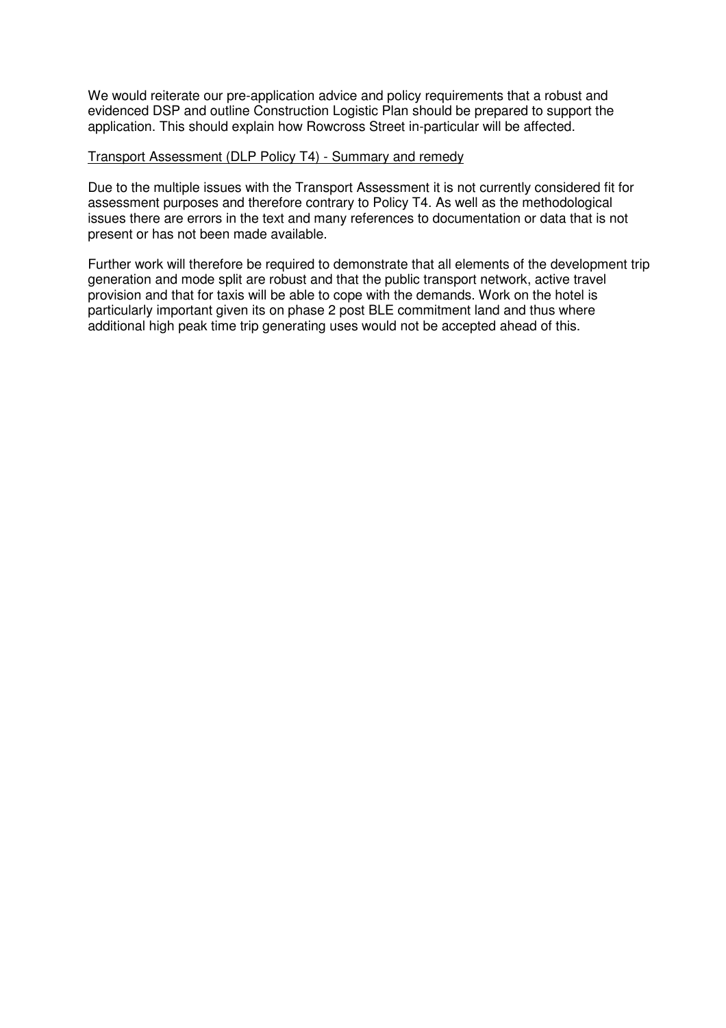We would reiterate our pre-application advice and policy requirements that a robust and evidenced DSP and outline Construction Logistic Plan should be prepared to support the application. This should explain how Rowcross Street in-particular will be affected.

<u>Transport Assessment (DLP Policy T4) - Summary and remedy</u>

Due to the multiple issues with the Transport Assessment it is not currently considered fit for assessment purposes and therefore contrary to Policy T4. As well as the methodological issues there are errors in the text and many references to documentation or data that is not present or has not been made available.

Further work will therefore be required to demonstrate that all elements of the development trip generation and mode split are robust and that the public transport network, active travel provision and that for taxis will be able to cope with the demands. Work on the hotel is particularly important given its on phase 2 post BLE commitment land and thus where additional high peak time trip generating uses would not be accepted ahead of this.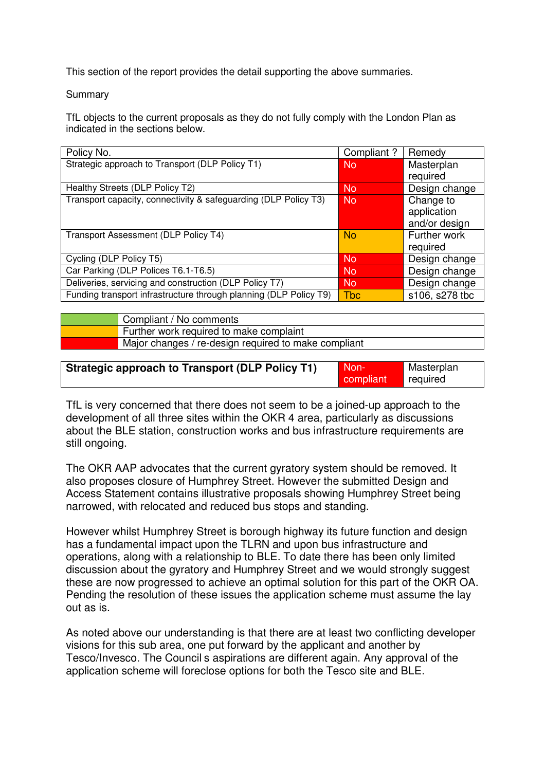This section of the report provides the detail supporting the above summaries.

Summary

TfL objects to the current proposals as they do not fully comply with the London Plan as indicated in the sections below.

| Policy No. | Compliant ? | Remedy |
|---|---|---|
| Strategic approach to Transport (DLP Policy T1) | No | Masterplan required |
| Healthy Streets (DLP Policy T2) | No | Design change |
| Transport capacity, connectivity & safeguarding (DLP Policy T3) | No | Change to application and/or design |
| Transport Assessment (DLP Policy T4) | No | Further work required |
| Cycling (DLP Policy T5) | No | Design change |
| Car Parking (DLP Polices T6.1-T6.5) | No | Design change |
| Deliveries, servicing and construction (DLP Policy T7) | No | Design change |
| Funding transport infrastructure through planning (DLP Policy T9) | Tbc | s106, s278 tbc |

| | |
|---|---|
| (green) | Compliant / No comments |
| (amber) | Further work required to make complaint |
| (red) | Major changes / re-design required to make compliant |

| **Strategic approach to Transport (DLP Policy T1)** | Non-compliant | Masterplan required |
|---|---|---|

TfL is very concerned that there does not seem to be a joined-up approach to the development of all three sites within the OKR 4 area, particularly as discussions about the BLE station, construction works and bus infrastructure requirements are still ongoing.

The OKR AAP advocates that the current gyratory system should be removed. It also proposes closure of Humphrey Street. However the submitted Design and Access Statement contains illustrative proposals showing Humphrey Street being narrowed, with relocated and reduced bus stops and standing.

However whilst Humphrey Street is borough highway its future function and design has a fundamental impact upon the TLRN and upon bus infrastructure and operations, along with a relationship to BLE. To date there has been only limited discussion about the gyratory and Humphrey Street and we would strongly suggest these are now progressed to achieve an optimal solution for this part of the OKR OA. Pending the resolution of these issues the application scheme must assume the lay out as is.

As noted above our understanding is that there are at least two conflicting developer visions for this sub area, one put forward by the applicant and another by Tesco/Invesco. The Council s aspirations are different again. Any approval of the application scheme will foreclose options for both the Tesco site and BLE.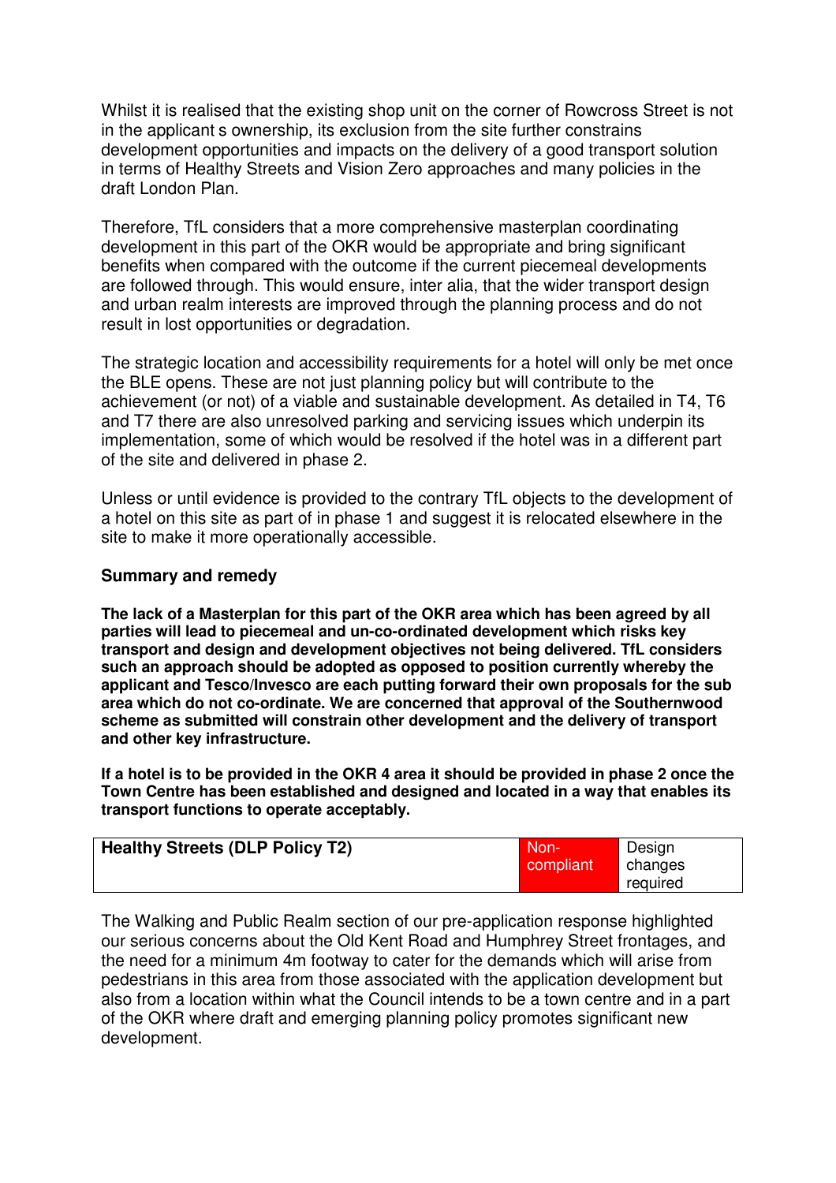Whilst it is realised that the existing shop unit on the corner of Rowcross Street is not in the applicant s ownership, its exclusion from the site further constrains development opportunities and impacts on the delivery of a good transport solution in terms of Healthy Streets and Vision Zero approaches and many policies in the draft London Plan.

Therefore, TfL considers that a more comprehensive masterplan coordinating development in this part of the OKR would be appropriate and bring significant benefits when compared with the outcome if the current piecemeal developments are followed through. This would ensure, inter alia, that the wider transport design and urban realm interests are improved through the planning process and do not result in lost opportunities or degradation.

The strategic location and accessibility requirements for a hotel will only be met once the BLE opens. These are not just planning policy but will contribute to the achievement (or not) of a viable and sustainable development. As detailed in T4, T6 and T7 there are also unresolved parking and servicing issues which underpin its implementation, some of which would be resolved if the hotel was in a different part of the site and delivered in phase 2.

Unless or until evidence is provided to the contrary TfL objects to the development of a hotel on this site as part of in phase 1 and suggest it is relocated elsewhere in the site to make it more operationally accessible.

**Summary and remedy**

**The lack of a Masterplan for this part of the OKR area which has been agreed by all parties will lead to piecemeal and un-co-ordinated development which risks key transport and design and development objectives not being delivered. TfL considers such an approach should be adopted as opposed to position currently whereby the applicant and Tesco/Invesco are each putting forward their own proposals for the sub area which do not co-ordinate. We are concerned that approval of the Southernwood scheme as submitted will constrain other development and the delivery of transport and other key infrastructure.**

**If a hotel is to be provided in the OKR 4 area it should be provided in phase 2 once the Town Centre has been established and designed and located in a way that enables its transport functions to operate acceptably.**

| **Healthy Streets (DLP Policy T2)** | Non-compliant | Design changes required |
|---|---|---|

The Walking and Public Realm section of our pre-application response highlighted our serious concerns about the Old Kent Road and Humphrey Street frontages, and the need for a minimum 4m footway to cater for the demands which will arise from pedestrians in this area from those associated with the application development but also from a location within what the Council intends to be a town centre and in a part of the OKR where draft and emerging planning policy promotes significant new development.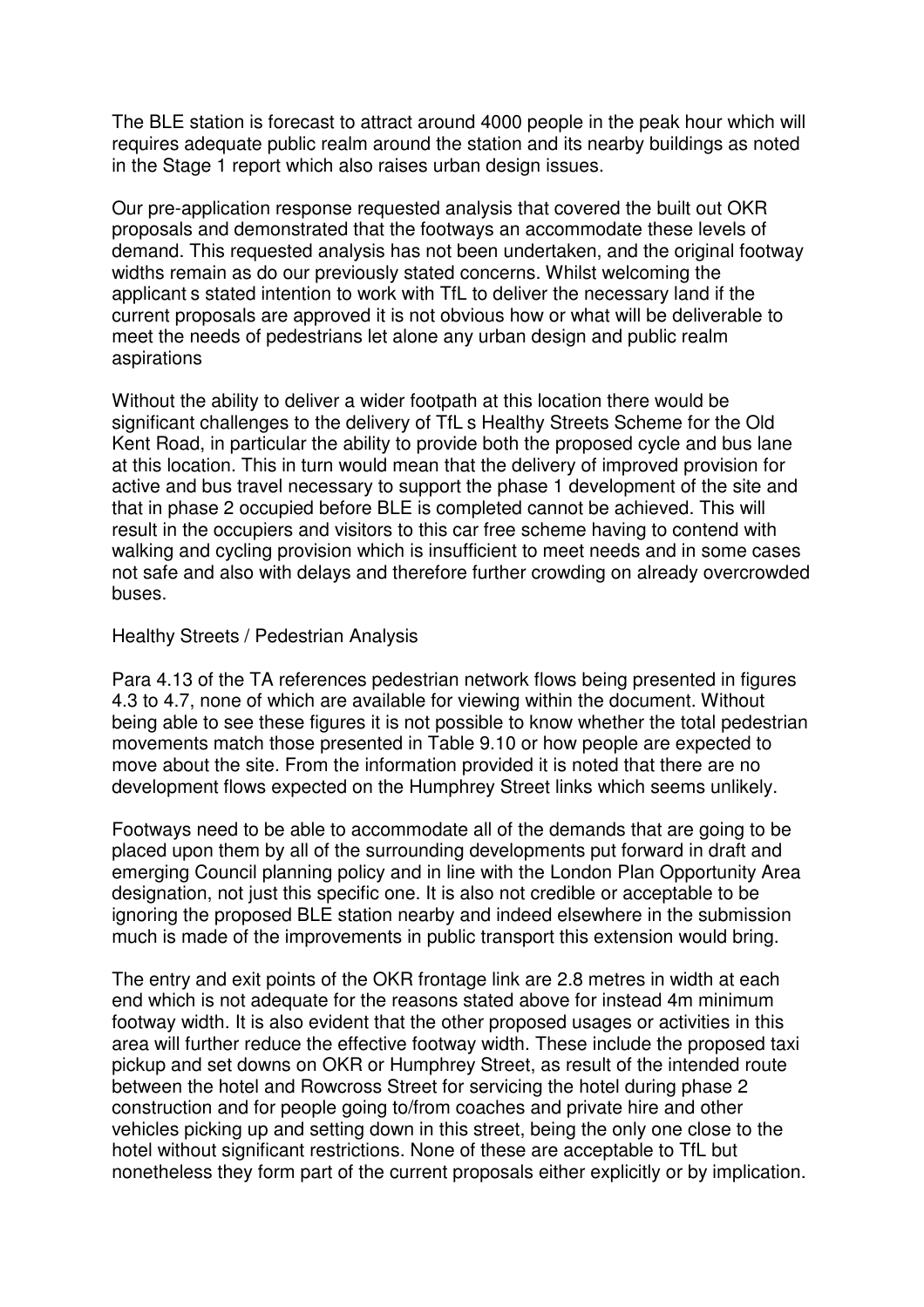The BLE station is forecast to attract around 4000 people in the peak hour which will requires adequate public realm around the station and its nearby buildings as noted in the Stage 1 report which also raises urban design issues.

Our pre-application response requested analysis that covered the built out OKR proposals and demonstrated that the footways an accommodate these levels of demand. This requested analysis has not been undertaken, and the original footway widths remain as do our previously stated concerns. Whilst welcoming the applicant s stated intention to work with TfL to deliver the necessary land if the current proposals are approved it is not obvious how or what will be deliverable to meet the needs of pedestrians let alone any urban design and public realm aspirations

Without the ability to deliver a wider footpath at this location there would be significant challenges to the delivery of TfL s Healthy Streets Scheme for the Old Kent Road, in particular the ability to provide both the proposed cycle and bus lane at this location. This in turn would mean that the delivery of improved provision for active and bus travel necessary to support the phase 1 development of the site and that in phase 2 occupied before BLE is completed cannot be achieved. This will result in the occupiers and visitors to this car free scheme having to contend with walking and cycling provision which is insufficient to meet needs and in some cases not safe and also with delays and therefore further crowding on already overcrowded buses.

Healthy Streets / Pedestrian Analysis

Para 4.13 of the TA references pedestrian network flows being presented in figures 4.3 to 4.7, none of which are available for viewing within the document. Without being able to see these figures it is not possible to know whether the total pedestrian movements match those presented in Table 9.10 or how people are expected to move about the site. From the information provided it is noted that there are no development flows expected on the Humphrey Street links which seems unlikely.

Footways need to be able to accommodate all of the demands that are going to be placed upon them by all of the surrounding developments put forward in draft and emerging Council planning policy and in line with the London Plan Opportunity Area designation, not just this specific one. It is also not credible or acceptable to be ignoring the proposed BLE station nearby and indeed elsewhere in the submission much is made of the improvements in public transport this extension would bring.

The entry and exit points of the OKR frontage link are 2.8 metres in width at each end which is not adequate for the reasons stated above for instead 4m minimum footway width. It is also evident that the other proposed usages or activities in this area will further reduce the effective footway width. These include the proposed taxi pickup and set downs on OKR or Humphrey Street, as result of the intended route between the hotel and Rowcross Street for servicing the hotel during phase 2 construction and for people going to/from coaches and private hire and other vehicles picking up and setting down in this street, being the only one close to the hotel without significant restrictions. None of these are acceptable to TfL but nonetheless they form part of the current proposals either explicitly or by implication.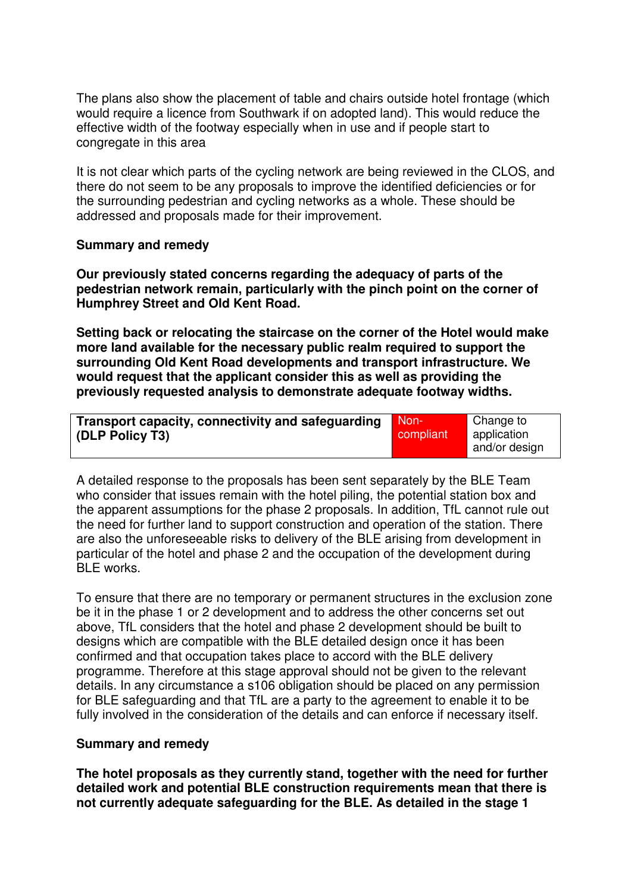The plans also show the placement of table and chairs outside hotel frontage (which would require a licence from Southwark if on adopted land). This would reduce the effective width of the footway especially when in use and if people start to congregate in this area

It is not clear which parts of the cycling network are being reviewed in the CLOS, and there do not seem to be any proposals to improve the identified deficiencies or for the surrounding pedestrian and cycling networks as a whole. These should be addressed and proposals made for their improvement.

**Summary and remedy**

**Our previously stated concerns regarding the adequacy of parts of the pedestrian network remain, particularly with the pinch point on the corner of Humphrey Street and Old Kent Road.**

**Setting back or relocating the staircase on the corner of the Hotel would make more land available for the necessary public realm required to support the surrounding Old Kent Road developments and transport infrastructure. We would request that the applicant consider this as well as providing the previously requested analysis to demonstrate adequate footway widths.**

| **Transport capacity, connectivity and safeguarding (DLP Policy T3)** | Non-compliant | Change to application and/or design |
|---|---|---|

A detailed response to the proposals has been sent separately by the BLE Team who consider that issues remain with the hotel piling, the potential station box and the apparent assumptions for the phase 2 proposals. In addition, TfL cannot rule out the need for further land to support construction and operation of the station. There are also the unforeseeable risks to delivery of the BLE arising from development in particular of the hotel and phase 2 and the occupation of the development during BLE works.

To ensure that there are no temporary or permanent structures in the exclusion zone be it in the phase 1 or 2 development and to address the other concerns set out above, TfL considers that the hotel and phase 2 development should be built to designs which are compatible with the BLE detailed design once it has been confirmed and that occupation takes place to accord with the BLE delivery programme. Therefore at this stage approval should not be given to the relevant details. In any circumstance a s106 obligation should be placed on any permission for BLE safeguarding and that TfL are a party to the agreement to enable it to be fully involved in the consideration of the details and can enforce if necessary itself.

**Summary and remedy**

**The hotel proposals as they currently stand, together with the need for further detailed work and potential BLE construction requirements mean that there is not currently adequate safeguarding for the BLE. As detailed in the stage 1**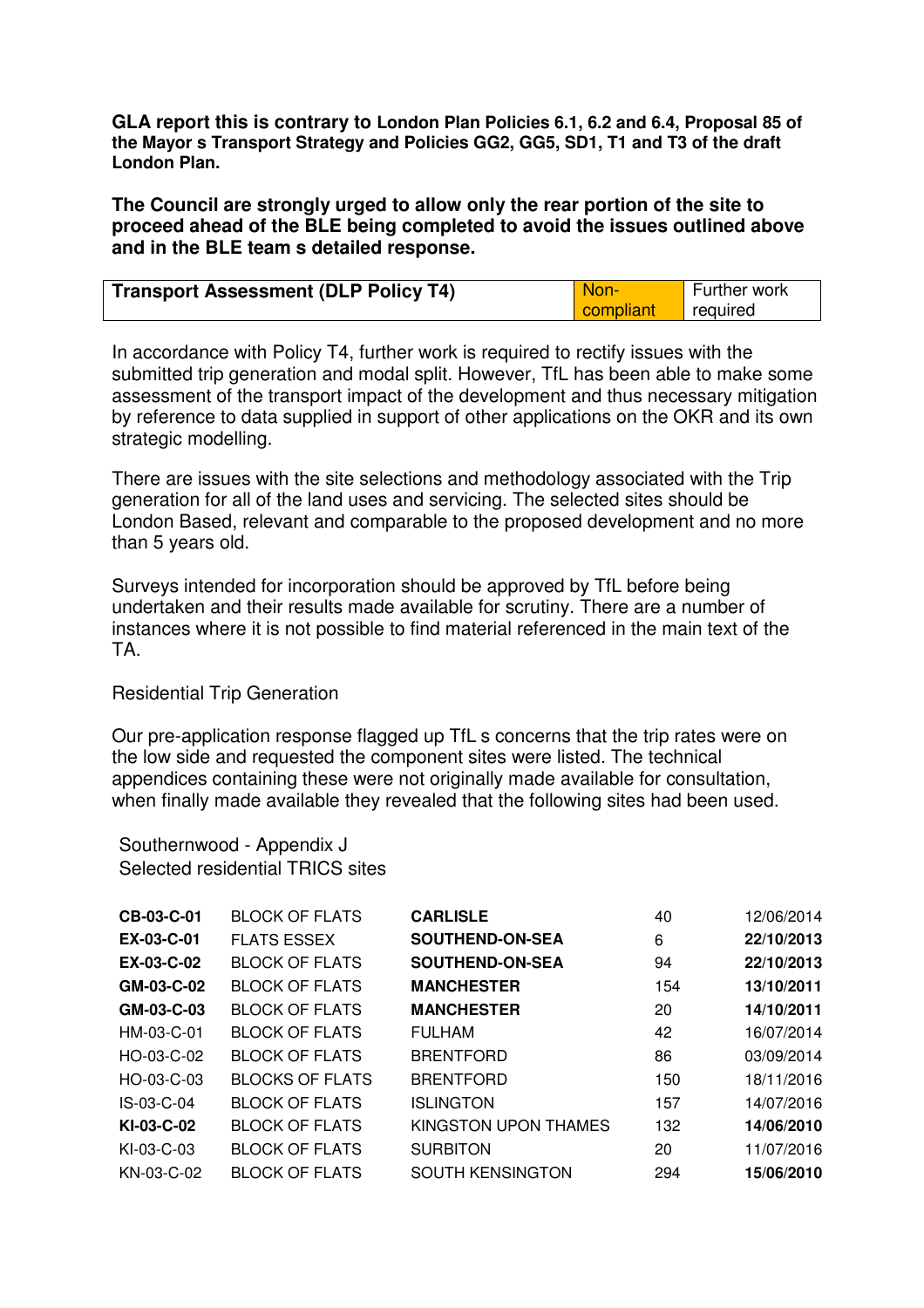**GLA report this is contrary to London Plan Policies 6.1, 6.2 and 6.4, Proposal 85 of the Mayor s Transport Strategy and Policies GG2, GG5, SD1, T1 and T3 of the draft London Plan.**

**The Council are strongly urged to allow only the rear portion of the site to proceed ahead of the BLE being completed to avoid the issues outlined above and in the BLE team s detailed response.**

| **Transport Assessment (DLP Policy T4)** | Non-compliant | Further work required |
|---|---|---|

In accordance with Policy T4, further work is required to rectify issues with the submitted trip generation and modal split. However, TfL has been able to make some assessment of the transport impact of the development and thus necessary mitigation by reference to data supplied in support of other applications on the OKR and its own strategic modelling.

There are issues with the site selections and methodology associated with the Trip generation for all of the land uses and servicing. The selected sites should be London Based, relevant and comparable to the proposed development and no more than 5 years old.

Surveys intended for incorporation should be approved by TfL before being undertaken and their results made available for scrutiny. There are a number of instances where it is not possible to find material referenced in the main text of the TA.

Residential Trip Generation

Our pre-application response flagged up TfL s concerns that the trip rates were on the low side and requested the component sites were listed. The technical appendices containing these were not originally made available for consultation, when finally made available they revealed that the following sites had been used.

Southernwood - Appendix J
Selected residential TRICS sites

| | | | | |
|---|---|---|---|---|
| **CB-03-C-01** | BLOCK OF FLATS | **CARLISLE** | 40 | 12/06/2014 |
| **EX-03-C-01** | FLATS ESSEX | **SOUTHEND-ON-SEA** | 6 | **22/10/2013** |
| **EX-03-C-02** | BLOCK OF FLATS | **SOUTHEND-ON-SEA** | 94 | **22/10/2013** |
| **GM-03-C-02** | BLOCK OF FLATS | **MANCHESTER** | 154 | **13/10/2011** |
| **GM-03-C-03** | BLOCK OF FLATS | **MANCHESTER** | 20 | **14/10/2011** |
| HM-03-C-01 | BLOCK OF FLATS | FULHAM | 42 | 16/07/2014 |
| HO-03-C-02 | BLOCK OF FLATS | BRENTFORD | 86 | 03/09/2014 |
| HO-03-C-03 | BLOCKS OF FLATS | BRENTFORD | 150 | 18/11/2016 |
| IS-03-C-04 | BLOCK OF FLATS | ISLINGTON | 157 | 14/07/2016 |
| **KI-03-C-02** | BLOCK OF FLATS | KINGSTON UPON THAMES | 132 | **14/06/2010** |
| KI-03-C-03 | BLOCK OF FLATS | SURBITON | 20 | 11/07/2016 |
| KN-03-C-02 | BLOCK OF FLATS | SOUTH KENSINGTON | 294 | **15/06/2010** |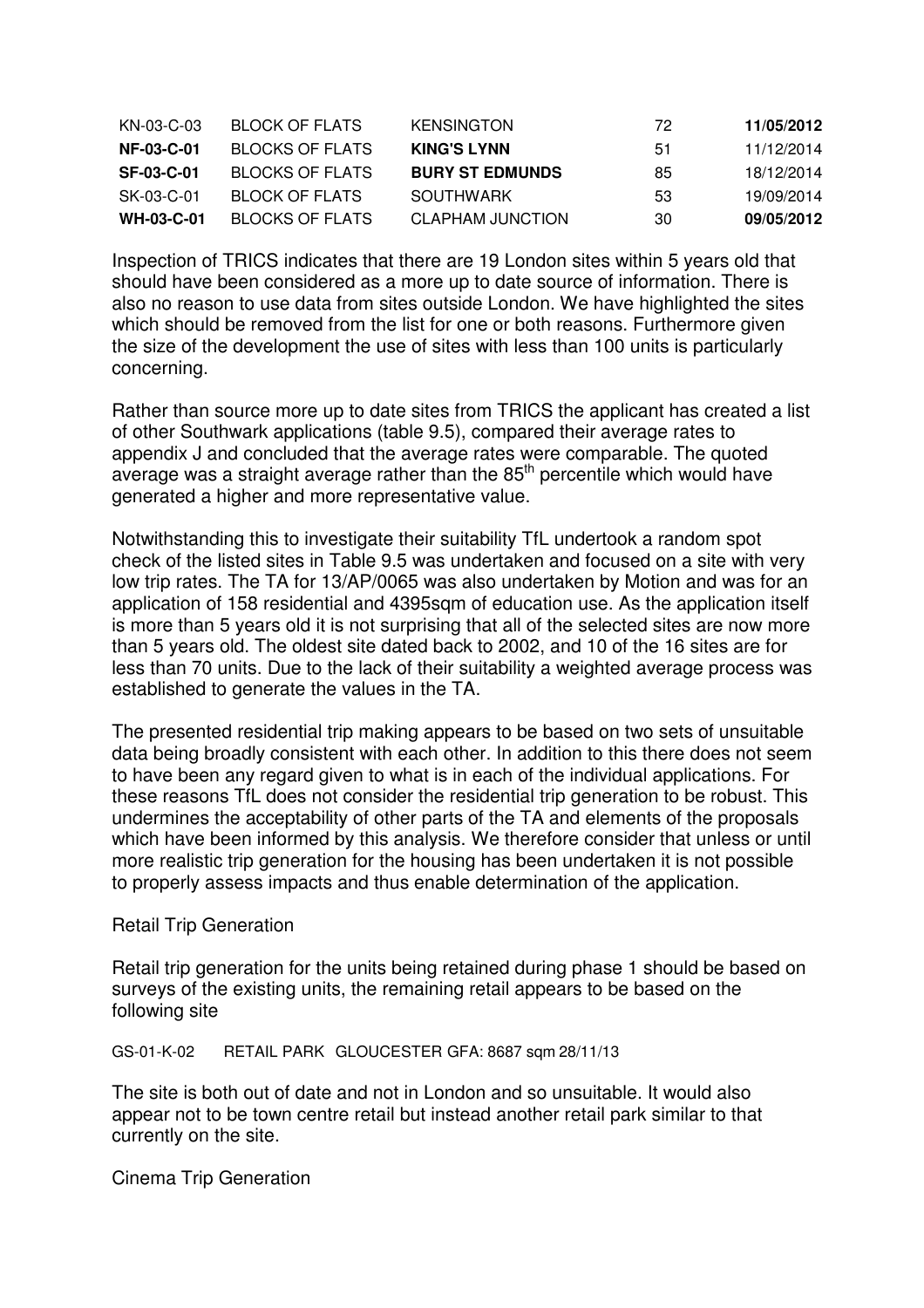| | | | | |
|---|---|---|---|---|
| KN-03-C-03 | BLOCK OF FLATS | KENSINGTON | 72 | **11/05/2012** |
| **NF-03-C-01** | BLOCKS OF FLATS | **KING'S LYNN** | 51 | 11/12/2014 |
| **SF-03-C-01** | BLOCKS OF FLATS | **BURY ST EDMUNDS** | 85 | 18/12/2014 |
| SK-03-C-01 | BLOCK OF FLATS | SOUTHWARK | 53 | 19/09/2014 |
| **WH-03-C-01** | BLOCKS OF FLATS | CLAPHAM JUNCTION | 30 | **09/05/2012** |

Inspection of TRICS indicates that there are 19 London sites within 5 years old that should have been considered as a more up to date source of information. There is also no reason to use data from sites outside London. We have highlighted the sites which should be removed from the list for one or both reasons. Furthermore given the size of the development the use of sites with less than 100 units is particularly concerning.

Rather than source more up to date sites from TRICS the applicant has created a list of other Southwark applications (table 9.5), compared their average rates to appendix J and concluded that the average rates were comparable. The quoted average was a straight average rather than the 85th percentile which would have generated a higher and more representative value.

Notwithstanding this to investigate their suitability TfL undertook a random spot check of the listed sites in Table 9.5 was undertaken and focused on a site with very low trip rates. The TA for 13/AP/0065 was also undertaken by Motion and was for an application of 158 residential and 4395sqm of education use. As the application itself is more than 5 years old it is not surprising that all of the selected sites are now more than 5 years old. The oldest site dated back to 2002, and 10 of the 16 sites are for less than 70 units. Due to the lack of their suitability a weighted average process was established to generate the values in the TA.

The presented residential trip making appears to be based on two sets of unsuitable data being broadly consistent with each other. In addition to this there does not seem to have been any regard given to what is in each of the individual applications. For these reasons TfL does not consider the residential trip generation to be robust. This undermines the acceptability of other parts of the TA and elements of the proposals which have been informed by this analysis. We therefore consider that unless or until more realistic trip generation for the housing has been undertaken it is not possible to properly assess impacts and thus enable determination of the application.

Retail Trip Generation

Retail trip generation for the units being retained during phase 1 should be based on surveys of the existing units, the remaining retail appears to be based on the following site

GS-01-K-02 RETAIL PARK GLOUCESTER GFA: 8687 sqm 28/11/13

The site is both out of date and not in London and so unsuitable. It would also appear not to be town centre retail but instead another retail park similar to that currently on the site.

Cinema Trip Generation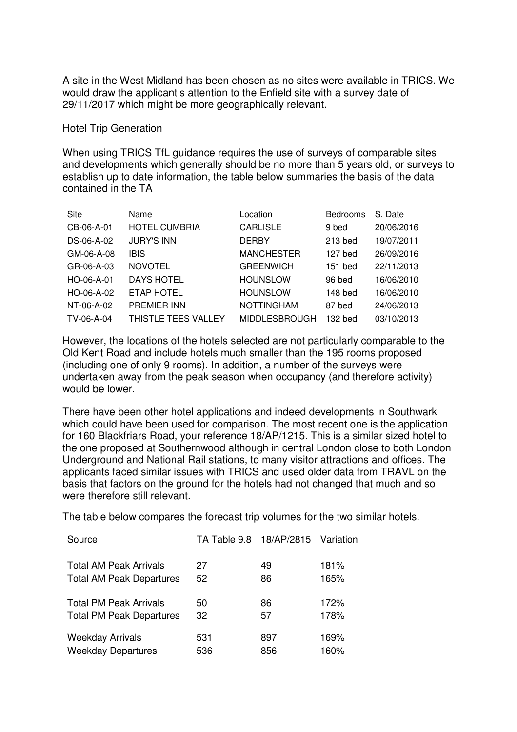A site in the West Midland has been chosen as no sites were available in TRICS. We would draw the applicant s attention to the Enfield site with a survey date of 29/11/2017 which might be more geographically relevant.

Hotel Trip Generation

When using TRICS TfL guidance requires the use of surveys of comparable sites and developments which generally should be no more than 5 years old, or surveys to establish up to date information, the table below summaries the basis of the data contained in the TA

| Site | Name | Location | Bedrooms | S. Date |
|---|---|---|---|---|
| CB-06-A-01 | HOTEL CUMBRIA | CARLISLE | 9 bed | 20/06/2016 |
| DS-06-A-02 | JURY'S INN | DERBY | 213 bed | 19/07/2011 |
| GM-06-A-08 | IBIS | MANCHESTER | 127 bed | 26/09/2016 |
| GR-06-A-03 | NOVOTEL | GREENWICH | 151 bed | 22/11/2013 |
| HO-06-A-01 | DAYS HOTEL | HOUNSLOW | 96 bed | 16/06/2010 |
| HO-06-A-02 | ETAP HOTEL | HOUNSLOW | 148 bed | 16/06/2010 |
| NT-06-A-02 | PREMIER INN | NOTTINGHAM | 87 bed | 24/06/2013 |
| TV-06-A-04 | THISTLE TEES VALLEY | MIDDLESBROUGH | 132 bed | 03/10/2013 |

However, the locations of the hotels selected are not particularly comparable to the Old Kent Road and include hotels much smaller than the 195 rooms proposed (including one of only 9 rooms). In addition, a number of the surveys were undertaken away from the peak season when occupancy (and therefore activity) would be lower.

There have been other hotel applications and indeed developments in Southwark which could have been used for comparison. The most recent one is the application for 160 Blackfriars Road, your reference 18/AP/1215. This is a similar sized hotel to the one proposed at Southernwood although in central London close to both London Underground and National Rail stations, to many visitor attractions and offices. The applicants faced similar issues with TRICS and used older data from TRAVL on the basis that factors on the ground for the hotels had not changed that much and so were therefore still relevant.

The table below compares the forecast trip volumes for the two similar hotels.

| Source | TA Table 9.8 | 18/AP/2815 | Variation |
|---|---|---|---|
| Total AM Peak Arrivals | 27 | 49 | 181% |
| Total AM Peak Departures | 52 | 86 | 165% |
| Total PM Peak Arrivals | 50 | 86 | 172% |
| Total PM Peak Departures | 32 | 57 | 178% |
| Weekday Arrivals | 531 | 897 | 169% |
| Weekday Departures | 536 | 856 | 160% |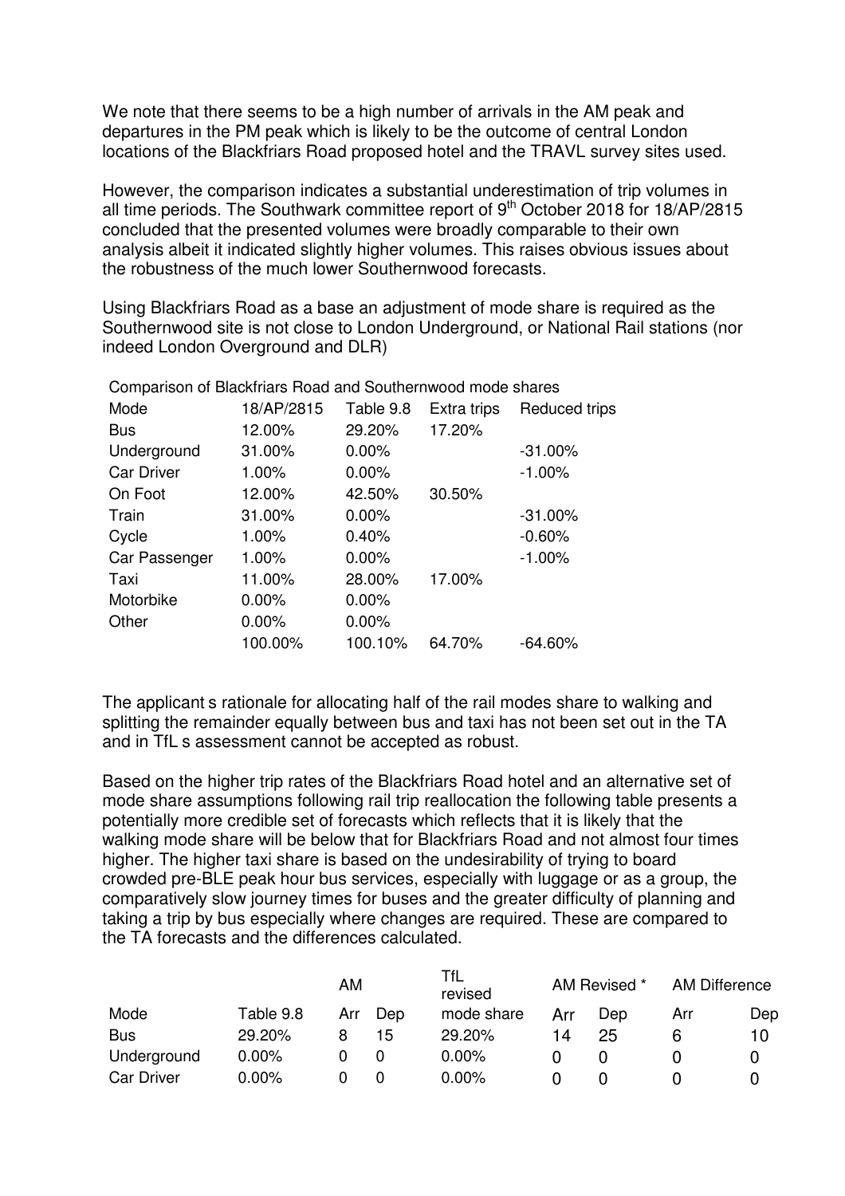We note that there seems to be a high number of arrivals in the AM peak and departures in the PM peak which is likely to be the outcome of central London locations of the Blackfriars Road proposed hotel and the TRAVL survey sites used.

However, the comparison indicates a substantial underestimation of trip volumes in all time periods. The Southwark committee report of 9th October 2018 for 18/AP/2815 concluded that the presented volumes were broadly comparable to their own analysis albeit it indicated slightly higher volumes. This raises obvious issues about the robustness of the much lower Southernwood forecasts.

Using Blackfriars Road as a base an adjustment of mode share is required as the Southernwood site is not close to London Underground, or National Rail stations (nor indeed London Overground and DLR)

Comparison of Blackfriars Road and Southernwood mode shares

| Mode | 18/AP/2815 | Table 9.8 | Extra trips | Reduced trips |
|---|---|---|---|---|
| Bus | 12.00% | 29.20% | 17.20% | |
| Underground | 31.00% | 0.00% | | -31.00% |
| Car Driver | 1.00% | 0.00% | | -1.00% |
| On Foot | 12.00% | 42.50% | 30.50% | |
| Train | 31.00% | 0.00% | | -31.00% |
| Cycle | 1.00% | 0.40% | | -0.60% |
| Car Passenger | 1.00% | 0.00% | | -1.00% |
| Taxi | 11.00% | 28.00% | 17.00% | |
| Motorbike | 0.00% | 0.00% | | |
| Other | 0.00% | 0.00% | | |
| | 100.00% | 100.10% | 64.70% | -64.60% |

The applicant s rationale for allocating half of the rail modes share to walking and splitting the remainder equally between bus and taxi has not been set out in the TA and in TfL s assessment cannot be accepted as robust.

Based on the higher trip rates of the Blackfriars Road hotel and an alternative set of mode share assumptions following rail trip reallocation the following table presents a potentially more credible set of forecasts which reflects that it is likely that the walking mode share will be below that for Blackfriars Road and not almost four times higher. The higher taxi share is based on the undesirability of trying to board crowded pre-BLE peak hour bus services, especially with luggage or as a group, the comparatively slow journey times for buses and the greater difficulty of planning and taking a trip by bus especially where changes are required. These are compared to the TA forecasts and the differences calculated.

| | | AM | | TfL revised | AM Revised * | | AM Difference | |
|---|---|---|---|---|---|---|---|---|
| Mode | Table 9.8 | Arr | Dep | mode share | Arr | Dep | Arr | Dep |
| Bus | 29.20% | 8 | 15 | 29.20% | 14 | 25 | 6 | 10 |
| Underground | 0.00% | 0 | 0 | 0.00% | 0 | 0 | 0 | 0 |
| Car Driver | 0.00% | 0 | 0 | 0.00% | 0 | 0 | 0 | 0 |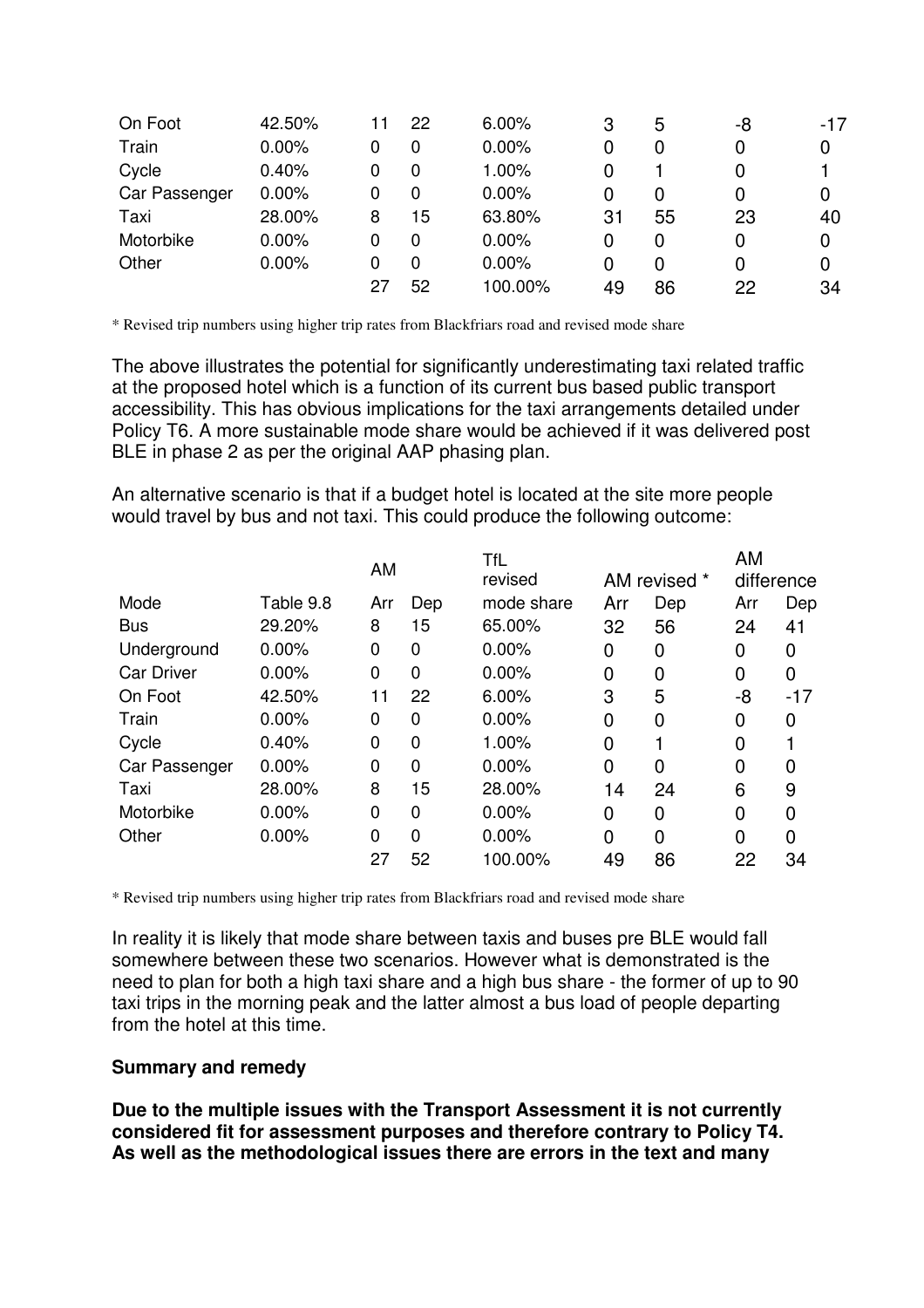| On Foot | 42.50% | 11 | 22 | 6.00% | 3 | 5 | -8 | -17 |
|---|---|---|---|---|---|---|---|---|
| Train | 0.00% | 0 | 0 | 0.00% | 0 | 0 | 0 | 0 |
| Cycle | 0.40% | 0 | 0 | 1.00% | 0 | 1 | 0 | 1 |
| Car Passenger | 0.00% | 0 | 0 | 0.00% | 0 | 0 | 0 | 0 |
| Taxi | 28.00% | 8 | 15 | 63.80% | 31 | 55 | 23 | 40 |
| Motorbike | 0.00% | 0 | 0 | 0.00% | 0 | 0 | 0 | 0 |
| Other | 0.00% | 0 | 0 | 0.00% | 0 | 0 | 0 | 0 |
| | | 27 | 52 | 100.00% | 49 | 86 | 22 | 34 |

* Revised trip numbers using higher trip rates from Blackfriars road and revised mode share

The above illustrates the potential for significantly underestimating taxi related traffic at the proposed hotel which is a function of its current bus based public transport accessibility. This has obvious implications for the taxi arrangements detailed under Policy T6. A more sustainable mode share would be achieved if it was delivered post BLE in phase 2 as per the original AAP phasing plan.

An alternative scenario is that if a budget hotel is located at the site more people would travel by bus and not taxi. This could produce the following outcome:

| | | AM | | TfL revised | AM revised * | | AM difference | |
|---|---|---|---|---|---|---|---|---|
| Mode | Table 9.8 | Arr | Dep | mode share | Arr | Dep | Arr | Dep |
| Bus | 29.20% | 8 | 15 | 65.00% | 32 | 56 | 24 | 41 |
| Underground | 0.00% | 0 | 0 | 0.00% | 0 | 0 | 0 | 0 |
| Car Driver | 0.00% | 0 | 0 | 0.00% | 0 | 0 | 0 | 0 |
| On Foot | 42.50% | 11 | 22 | 6.00% | 3 | 5 | -8 | -17 |
| Train | 0.00% | 0 | 0 | 0.00% | 0 | 0 | 0 | 0 |
| Cycle | 0.40% | 0 | 0 | 1.00% | 0 | 1 | 0 | 1 |
| Car Passenger | 0.00% | 0 | 0 | 0.00% | 0 | 0 | 0 | 0 |
| Taxi | 28.00% | 8 | 15 | 28.00% | 14 | 24 | 6 | 9 |
| Motorbike | 0.00% | 0 | 0 | 0.00% | 0 | 0 | 0 | 0 |
| Other | 0.00% | 0 | 0 | 0.00% | 0 | 0 | 0 | 0 |
| | | 27 | 52 | 100.00% | 49 | 86 | 22 | 34 |

* Revised trip numbers using higher trip rates from Blackfriars road and revised mode share

In reality it is likely that mode share between taxis and buses pre BLE would fall somewhere between these two scenarios. However what is demonstrated is the need to plan for both a high taxi share and a high bus share - the former of up to 90 taxi trips in the morning peak and the latter almost a bus load of people departing from the hotel at this time.

**Summary and remedy**

**Due to the multiple issues with the Transport Assessment it is not currently considered fit for assessment purposes and therefore contrary to Policy T4. As well as the methodological issues there are errors in the text and many**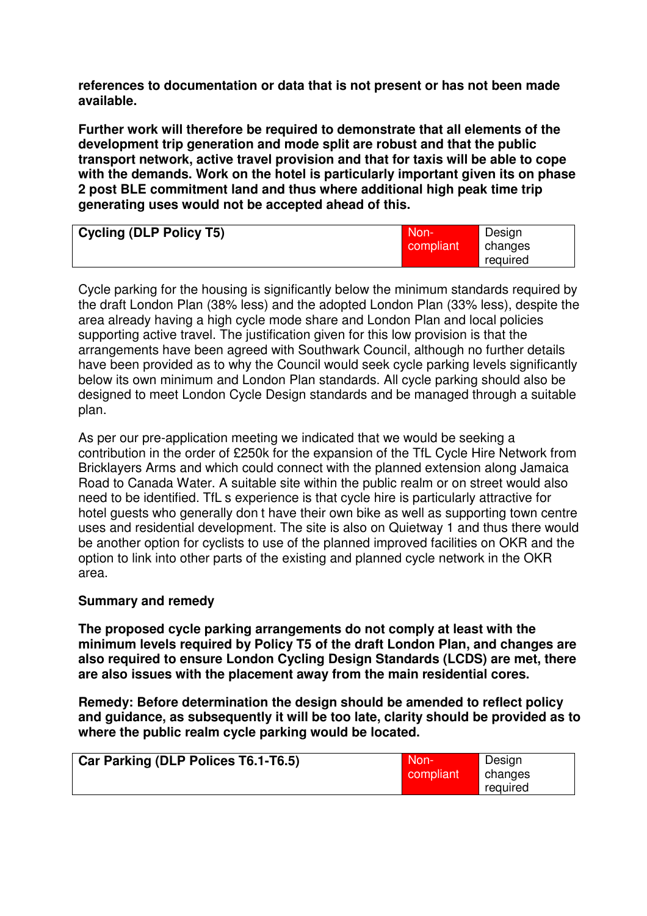**references to documentation or data that is not present or has not been made available.**

**Further work will therefore be required to demonstrate that all elements of the development trip generation and mode split are robust and that the public transport network, active travel provision and that for taxis will be able to cope with the demands. Work on the hotel is particularly important given its on phase 2 post BLE commitment land and thus where additional high peak time trip generating uses would not be accepted ahead of this.**

| **Cycling (DLP Policy T5)** | Non-compliant | Design changes required |
|---|---|---|

Cycle parking for the housing is significantly below the minimum standards required by the draft London Plan (38% less) and the adopted London Plan (33% less), despite the area already having a high cycle mode share and London Plan and local policies supporting active travel. The justification given for this low provision is that the arrangements have been agreed with Southwark Council, although no further details have been provided as to why the Council would seek cycle parking levels significantly below its own minimum and London Plan standards. All cycle parking should also be designed to meet London Cycle Design standards and be managed through a suitable plan.

As per our pre-application meeting we indicated that we would be seeking a contribution in the order of £250k for the expansion of the TfL Cycle Hire Network from Bricklayers Arms and which could connect with the planned extension along Jamaica Road to Canada Water. A suitable site within the public realm or on street would also need to be identified. TfL s experience is that cycle hire is particularly attractive for hotel guests who generally don t have their own bike as well as supporting town centre uses and residential development. The site is also on Quietway 1 and thus there would be another option for cyclists to use of the planned improved facilities on OKR and the option to link into other parts of the existing and planned cycle network in the OKR area.

**Summary and remedy**

**The proposed cycle parking arrangements do not comply at least with the minimum levels required by Policy T5 of the draft London Plan, and changes are also required to ensure London Cycling Design Standards (LCDS) are met, there are also issues with the placement away from the main residential cores.**

**Remedy: Before determination the design should be amended to reflect policy and guidance, as subsequently it will be too late, clarity should be provided as to where the public realm cycle parking would be located.**

| **Car Parking (DLP Polices T6.1-T6.5)** | Non-compliant | Design changes required |
|---|---|---|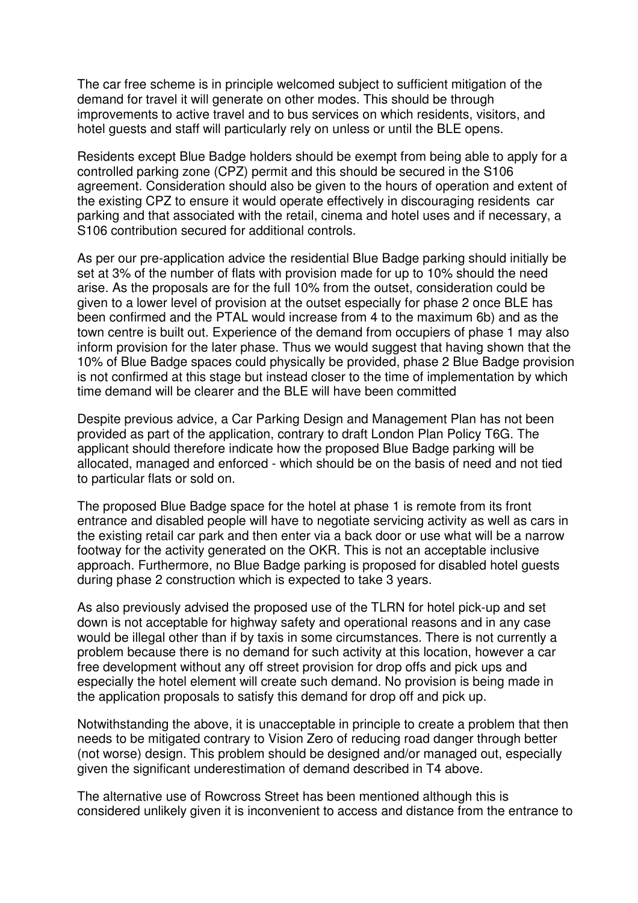The car free scheme is in principle welcomed subject to sufficient mitigation of the demand for travel it will generate on other modes. This should be through improvements to active travel and to bus services on which residents, visitors, and hotel guests and staff will particularly rely on unless or until the BLE opens.

Residents except Blue Badge holders should be exempt from being able to apply for a controlled parking zone (CPZ) permit and this should be secured in the S106 agreement. Consideration should also be given to the hours of operation and extent of the existing CPZ to ensure it would operate effectively in discouraging residents car parking and that associated with the retail, cinema and hotel uses and if necessary, a S106 contribution secured for additional controls.

As per our pre-application advice the residential Blue Badge parking should initially be set at 3% of the number of flats with provision made for up to 10% should the need arise. As the proposals are for the full 10% from the outset, consideration could be given to a lower level of provision at the outset especially for phase 2 once BLE has been confirmed and the PTAL would increase from 4 to the maximum 6b) and as the town centre is built out. Experience of the demand from occupiers of phase 1 may also inform provision for the later phase. Thus we would suggest that having shown that the 10% of Blue Badge spaces could physically be provided, phase 2 Blue Badge provision is not confirmed at this stage but instead closer to the time of implementation by which time demand will be clearer and the BLE will have been committed

Despite previous advice, a Car Parking Design and Management Plan has not been provided as part of the application, contrary to draft London Plan Policy T6G. The applicant should therefore indicate how the proposed Blue Badge parking will be allocated, managed and enforced - which should be on the basis of need and not tied to particular flats or sold on.

The proposed Blue Badge space for the hotel at phase 1 is remote from its front entrance and disabled people will have to negotiate servicing activity as well as cars in the existing retail car park and then enter via a back door or use what will be a narrow footway for the activity generated on the OKR. This is not an acceptable inclusive approach. Furthermore, no Blue Badge parking is proposed for disabled hotel guests during phase 2 construction which is expected to take 3 years.

As also previously advised the proposed use of the TLRN for hotel pick-up and set down is not acceptable for highway safety and operational reasons and in any case would be illegal other than if by taxis in some circumstances. There is not currently a problem because there is no demand for such activity at this location, however a car free development without any off street provision for drop offs and pick ups and especially the hotel element will create such demand. No provision is being made in the application proposals to satisfy this demand for drop off and pick up.

Notwithstanding the above, it is unacceptable in principle to create a problem that then needs to be mitigated contrary to Vision Zero of reducing road danger through better (not worse) design. This problem should be designed and/or managed out, especially given the significant underestimation of demand described in T4 above.

The alternative use of Rowcross Street has been mentioned although this is considered unlikely given it is inconvenient to access and distance from the entrance to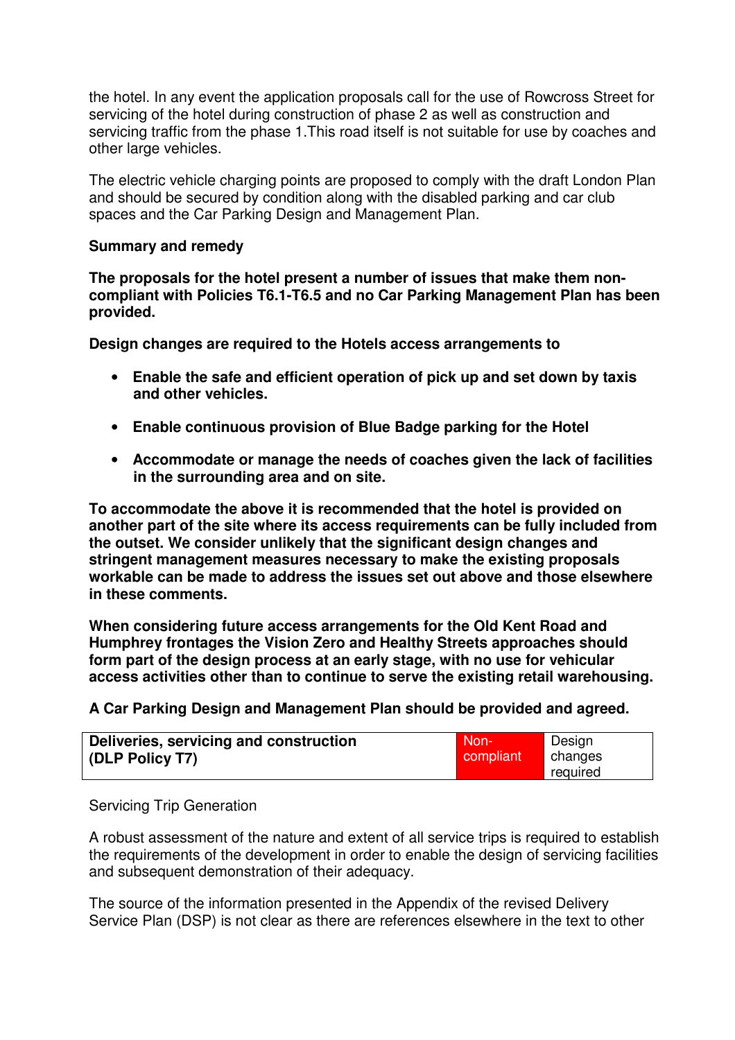the hotel. In any event the application proposals call for the use of Rowcross Street for servicing of the hotel during construction of phase 2 as well as construction and servicing traffic from the phase 1.This road itself is not suitable for use by coaches and other large vehicles.

The electric vehicle charging points are proposed to comply with the draft London Plan and should be secured by condition along with the disabled parking and car club spaces and the Car Parking Design and Management Plan.

**Summary and remedy**

**The proposals for the hotel present a number of issues that make them non-compliant with Policies T6.1-T6.5 and no Car Parking Management Plan has been provided.**

**Design changes are required to the Hotels access arrangements to**

- **Enable the safe and efficient operation of pick up and set down by taxis and other vehicles.**
- **Enable continuous provision of Blue Badge parking for the Hotel**
- **Accommodate or manage the needs of coaches given the lack of facilities in the surrounding area and on site.**

**To accommodate the above it is recommended that the hotel is provided on another part of the site where its access requirements can be fully included from the outset. We consider unlikely that the significant design changes and stringent management measures necessary to make the existing proposals workable can be made to address the issues set out above and those elsewhere in these comments.**

**When considering future access arrangements for the Old Kent Road and Humphrey frontages the Vision Zero and Healthy Streets approaches should form part of the design process at an early stage, with no use for vehicular access activities other than to continue to serve the existing retail warehousing.**

**A Car Parking Design and Management Plan should be provided and agreed.**

| **Deliveries, servicing and construction (DLP Policy T7)** | Non-compliant | Design changes required |
|---|---|---|

Servicing Trip Generation

A robust assessment of the nature and extent of all service trips is required to establish the requirements of the development in order to enable the design of servicing facilities and subsequent demonstration of their adequacy.

The source of the information presented in the Appendix of the revised Delivery Service Plan (DSP) is not clear as there are references elsewhere in the text to other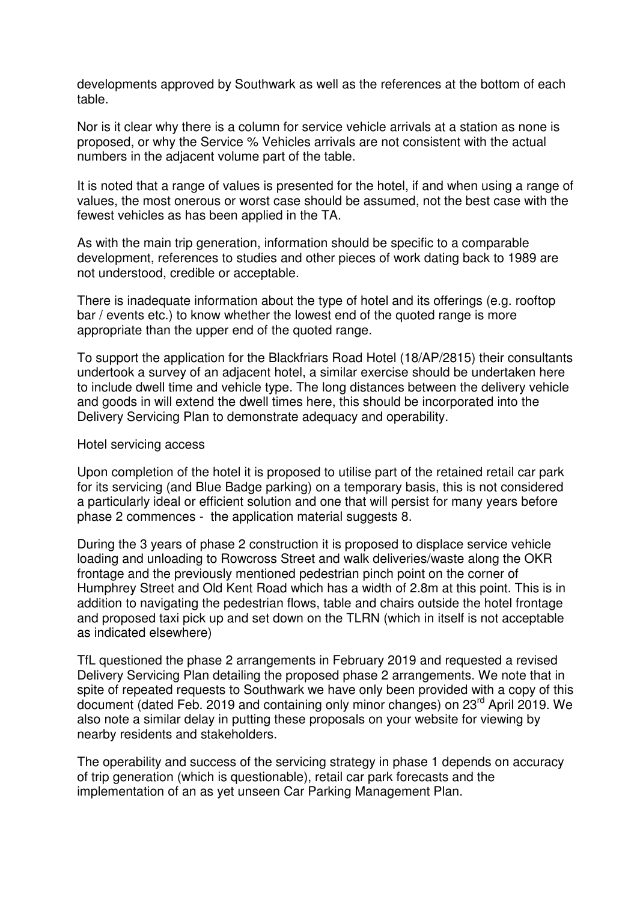developments approved by Southwark as well as the references at the bottom of each table.

Nor is it clear why there is a column for service vehicle arrivals at a station as none is proposed, or why the Service % Vehicles arrivals are not consistent with the actual numbers in the adjacent volume part of the table.

It is noted that a range of values is presented for the hotel, if and when using a range of values, the most onerous or worst case should be assumed, not the best case with the fewest vehicles as has been applied in the TA.

As with the main trip generation, information should be specific to a comparable development, references to studies and other pieces of work dating back to 1989 are not understood, credible or acceptable.

There is inadequate information about the type of hotel and its offerings (e.g. rooftop bar / events etc.) to know whether the lowest end of the quoted range is more appropriate than the upper end of the quoted range.

To support the application for the Blackfriars Road Hotel (18/AP/2815) their consultants undertook a survey of an adjacent hotel, a similar exercise should be undertaken here to include dwell time and vehicle type. The long distances between the delivery vehicle and goods in will extend the dwell times here, this should be incorporated into the Delivery Servicing Plan to demonstrate adequacy and operability.

Hotel servicing access

Upon completion of the hotel it is proposed to utilise part of the retained retail car park for its servicing (and Blue Badge parking) on a temporary basis, this is not considered a particularly ideal or efficient solution and one that will persist for many years before phase 2 commences - the application material suggests 8.

During the 3 years of phase 2 construction it is proposed to displace service vehicle loading and unloading to Rowcross Street and walk deliveries/waste along the OKR frontage and the previously mentioned pedestrian pinch point on the corner of Humphrey Street and Old Kent Road which has a width of 2.8m at this point. This is in addition to navigating the pedestrian flows, table and chairs outside the hotel frontage and proposed taxi pick up and set down on the TLRN (which in itself is not acceptable as indicated elsewhere)

TfL questioned the phase 2 arrangements in February 2019 and requested a revised Delivery Servicing Plan detailing the proposed phase 2 arrangements. We note that in spite of repeated requests to Southwark we have only been provided with a copy of this document (dated Feb. 2019 and containing only minor changes) on 23rd April 2019. We also note a similar delay in putting these proposals on your website for viewing by nearby residents and stakeholders.

The operability and success of the servicing strategy in phase 1 depends on accuracy of trip generation (which is questionable), retail car park forecasts and the implementation of an as yet unseen Car Parking Management Plan.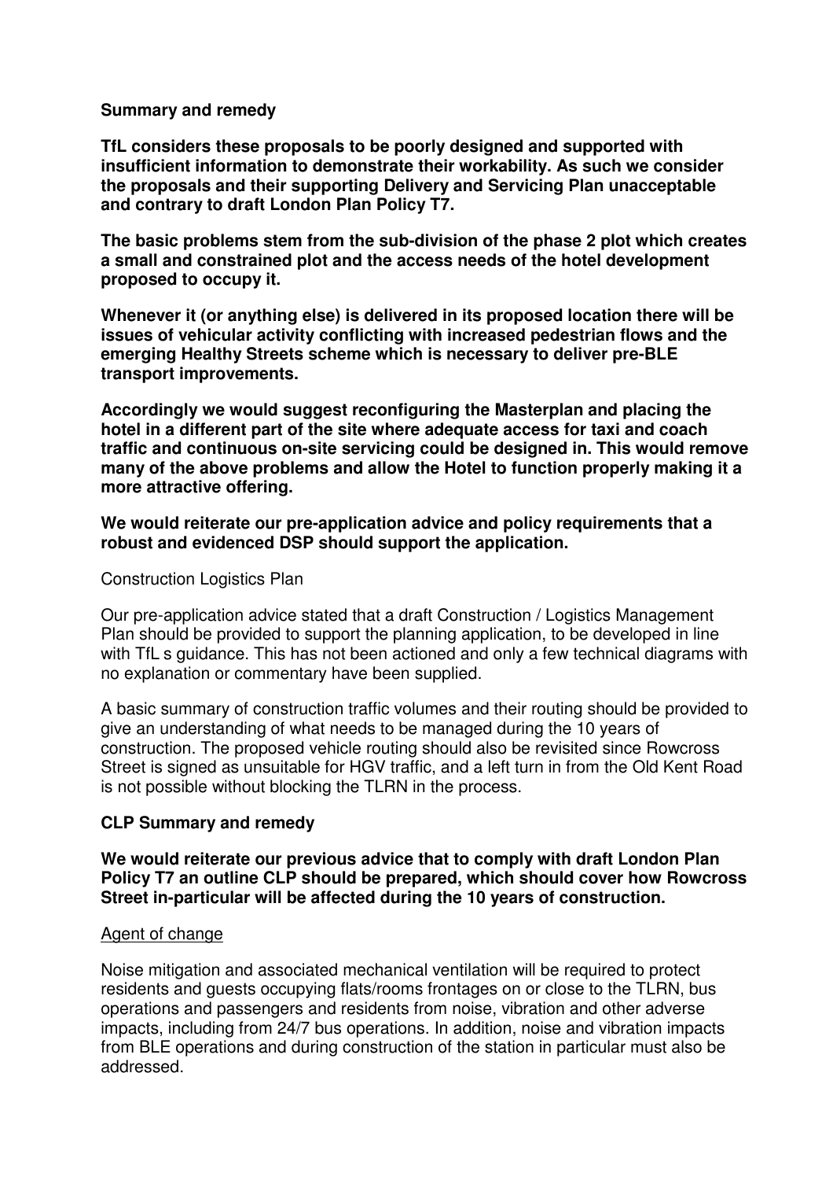**Summary and remedy**

**TfL considers these proposals to be poorly designed and supported with insufficient information to demonstrate their workability. As such we consider the proposals and their supporting Delivery and Servicing Plan unacceptable and contrary to draft London Plan Policy T7.**

**The basic problems stem from the sub-division of the phase 2 plot which creates a small and constrained plot and the access needs of the hotel development proposed to occupy it.**

**Whenever it (or anything else) is delivered in its proposed location there will be issues of vehicular activity conflicting with increased pedestrian flows and the emerging Healthy Streets scheme which is necessary to deliver pre-BLE transport improvements.**

**Accordingly we would suggest reconfiguring the Masterplan and placing the hotel in a different part of the site where adequate access for taxi and coach traffic and continuous on-site servicing could be designed in. This would remove many of the above problems and allow the Hotel to function properly making it a more attractive offering.**

**We would reiterate our pre-application advice and policy requirements that a robust and evidenced DSP should support the application.**

Construction Logistics Plan

Our pre-application advice stated that a draft Construction / Logistics Management Plan should be provided to support the planning application, to be developed in line with TfL s guidance. This has not been actioned and only a few technical diagrams with no explanation or commentary have been supplied.

A basic summary of construction traffic volumes and their routing should be provided to give an understanding of what needs to be managed during the 10 years of construction. The proposed vehicle routing should also be revisited since Rowcross Street is signed as unsuitable for HGV traffic, and a left turn in from the Old Kent Road is not possible without blocking the TLRN in the process.

**CLP Summary and remedy**

**We would reiterate our previous advice that to comply with draft London Plan Policy T7 an outline CLP should be prepared, which should cover how Rowcross Street in-particular will be affected during the 10 years of construction.**

<u>Agent of change</u>

Noise mitigation and associated mechanical ventilation will be required to protect residents and guests occupying flats/rooms frontages on or close to the TLRN, bus operations and passengers and residents from noise, vibration and other adverse impacts, including from 24/7 bus operations. In addition, noise and vibration impacts from BLE operations and during construction of the station in particular must also be addressed.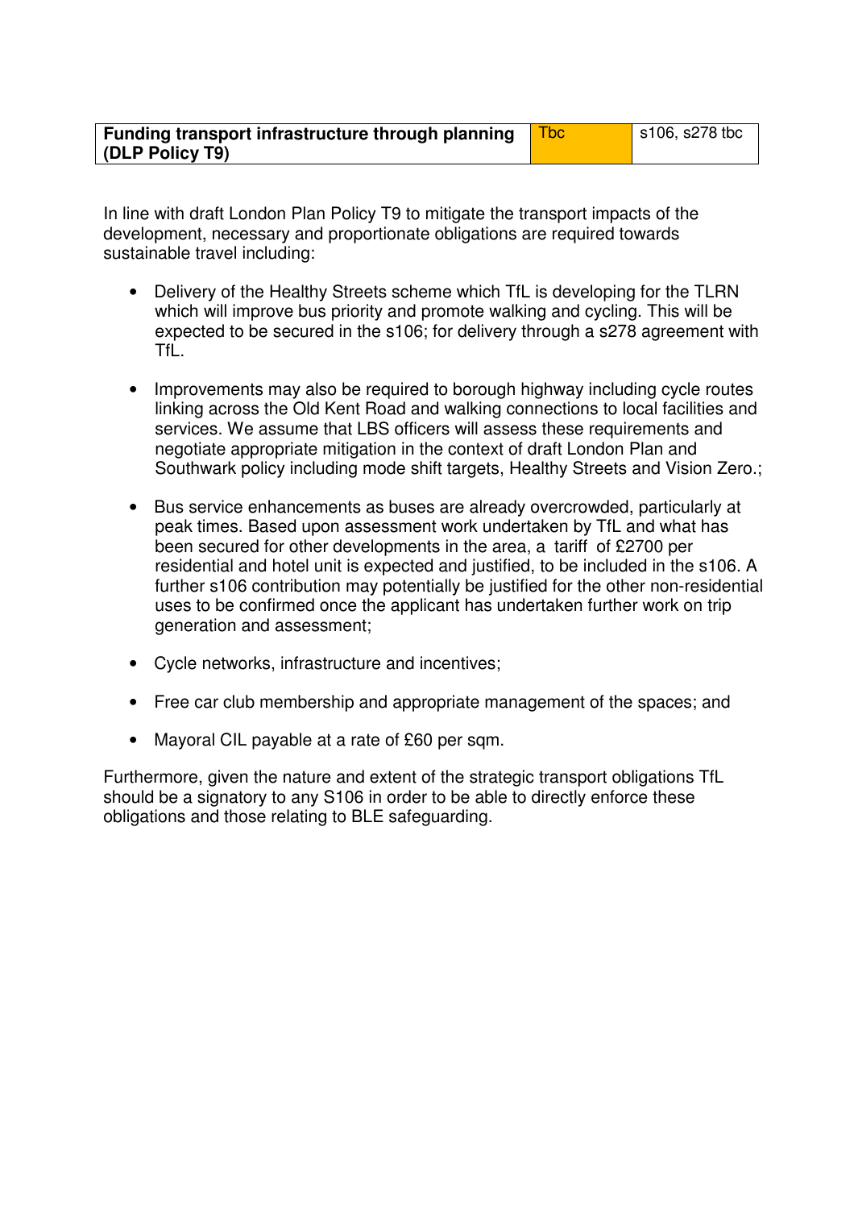| **Funding transport infrastructure through planning (DLP Policy T9)** | Tbc | s106, s278 tbc |
|---|---|---|

In line with draft London Plan Policy T9 to mitigate the transport impacts of the development, necessary and proportionate obligations are required towards sustainable travel including:

- Delivery of the Healthy Streets scheme which TfL is developing for the TLRN which will improve bus priority and promote walking and cycling. This will be expected to be secured in the s106; for delivery through a s278 agreement with TfL.
- Improvements may also be required to borough highway including cycle routes linking across the Old Kent Road and walking connections to local facilities and services. We assume that LBS officers will assess these requirements and negotiate appropriate mitigation in the context of draft London Plan and Southwark policy including mode shift targets, Healthy Streets and Vision Zero.;
- Bus service enhancements as buses are already overcrowded, particularly at peak times. Based upon assessment work undertaken by TfL and what has been secured for other developments in the area, a tariff of £2700 per residential and hotel unit is expected and justified, to be included in the s106. A further s106 contribution may potentially be justified for the other non-residential uses to be confirmed once the applicant has undertaken further work on trip generation and assessment;
- Cycle networks, infrastructure and incentives;
- Free car club membership and appropriate management of the spaces; and
- Mayoral CIL payable at a rate of £60 per sqm.

Furthermore, given the nature and extent of the strategic transport obligations TfL should be a signatory to any S106 in order to be able to directly enforce these obligations and those relating to BLE safeguarding.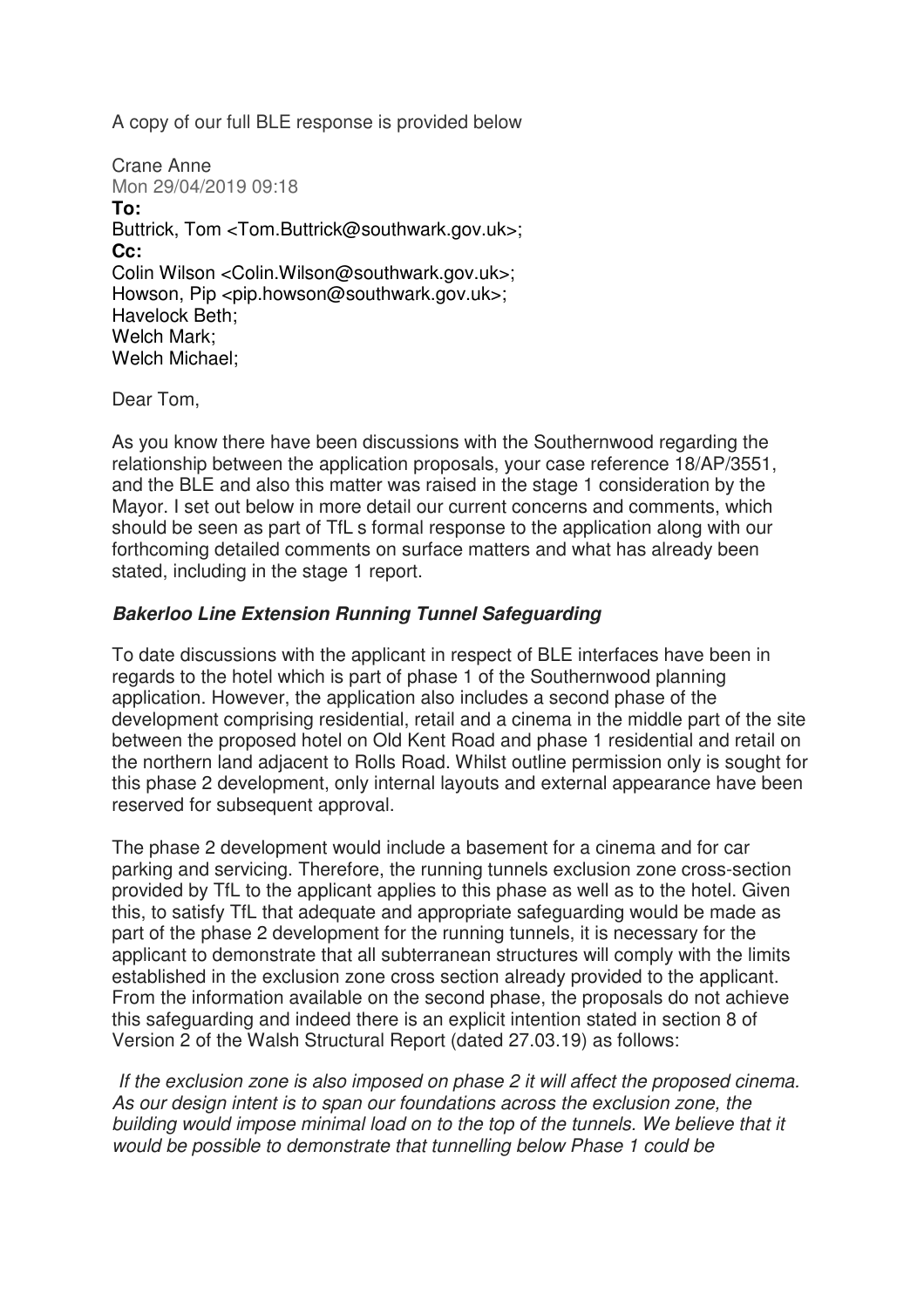A copy of our full BLE response is provided below

Crane Anne
Mon 29/04/2019 09:18
**To:**
Buttrick, Tom <Tom.Buttrick@southwark.gov.uk>;
**Cc:**
Colin Wilson <Colin.Wilson@southwark.gov.uk>;
Howson, Pip <pip.howson@southwark.gov.uk>;
Havelock Beth;
Welch Mark;
Welch Michael;

Dear Tom,

As you know there have been discussions with the Southernwood regarding the relationship between the application proposals, your case reference 18/AP/3551, and the BLE and also this matter was raised in the stage 1 consideration by the Mayor. I set out below in more detail our current concerns and comments, which should be seen as part of TfL s formal response to the application along with our forthcoming detailed comments on surface matters and what has already been stated, including in the stage 1 report.

***Bakerloo Line Extension Running Tunnel Safeguarding***

To date discussions with the applicant in respect of BLE interfaces have been in regards to the hotel which is part of phase 1 of the Southernwood planning application. However, the application also includes a second phase of the development comprising residential, retail and a cinema in the middle part of the site between the proposed hotel on Old Kent Road and phase 1 residential and retail on the northern land adjacent to Rolls Road. Whilst outline permission only is sought for this phase 2 development, only internal layouts and external appearance have been reserved for subsequent approval.

The phase 2 development would include a basement for a cinema and for car parking and servicing. Therefore, the running tunnels exclusion zone cross-section provided by TfL to the applicant applies to this phase as well as to the hotel. Given this, to satisfy TfL that adequate and appropriate safeguarding would be made as part of the phase 2 development for the running tunnels, it is necessary for the applicant to demonstrate that all subterranean structures will comply with the limits established in the exclusion zone cross section already provided to the applicant. From the information available on the second phase, the proposals do not achieve this safeguarding and indeed there is an explicit intention stated in section 8 of Version 2 of the Walsh Structural Report (dated 27.03.19) as follows:

*If the exclusion zone is also imposed on phase 2 it will affect the proposed cinema. As our design intent is to span our foundations across the exclusion zone, the building would impose minimal load on to the top of the tunnels. We believe that it would be possible to demonstrate that tunnelling below Phase 1 could be*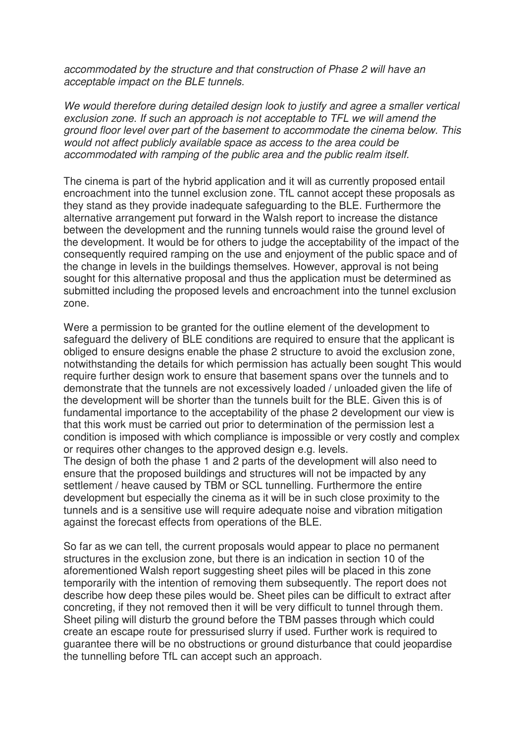*accommodated by the structure and that construction of Phase 2 will have an acceptable impact on the BLE tunnels.*

*We would therefore during detailed design look to justify and agree a smaller vertical exclusion zone. If such an approach is not acceptable to TFL we will amend the ground floor level over part of the basement to accommodate the cinema below. This would not affect publicly available space as access to the area could be accommodated with ramping of the public area and the public realm itself.*

The cinema is part of the hybrid application and it will as currently proposed entail encroachment into the tunnel exclusion zone. TfL cannot accept these proposals as they stand as they provide inadequate safeguarding to the BLE. Furthermore the alternative arrangement put forward in the Walsh report to increase the distance between the development and the running tunnels would raise the ground level of the development. It would be for others to judge the acceptability of the impact of the consequently required ramping on the use and enjoyment of the public space and of the change in levels in the buildings themselves. However, approval is not being sought for this alternative proposal and thus the application must be determined as submitted including the proposed levels and encroachment into the tunnel exclusion zone.

Were a permission to be granted for the outline element of the development to safeguard the delivery of BLE conditions are required to ensure that the applicant is obliged to ensure designs enable the phase 2 structure to avoid the exclusion zone, notwithstanding the details for which permission has actually been sought This would require further design work to ensure that basement spans over the tunnels and to demonstrate that the tunnels are not excessively loaded / unloaded given the life of the development will be shorter than the tunnels built for the BLE. Given this is of fundamental importance to the acceptability of the phase 2 development our view is that this work must be carried out prior to determination of the permission lest a condition is imposed with which compliance is impossible or very costly and complex or requires other changes to the approved design e.g. levels.
The design of both the phase 1 and 2 parts of the development will also need to ensure that the proposed buildings and structures will not be impacted by any settlement / heave caused by TBM or SCL tunnelling. Furthermore the entire development but especially the cinema as it will be in such close proximity to the tunnels and is a sensitive use will require adequate noise and vibration mitigation against the forecast effects from operations of the BLE.

So far as we can tell, the current proposals would appear to place no permanent structures in the exclusion zone, but there is an indication in section 10 of the aforementioned Walsh report suggesting sheet piles will be placed in this zone temporarily with the intention of removing them subsequently. The report does not describe how deep these piles would be. Sheet piles can be difficult to extract after concreting, if they not removed then it will be very difficult to tunnel through them. Sheet piling will disturb the ground before the TBM passes through which could create an escape route for pressurised slurry if used. Further work is required to guarantee there will be no obstructions or ground disturbance that could jeopardise the tunnelling before TfL can accept such an approach.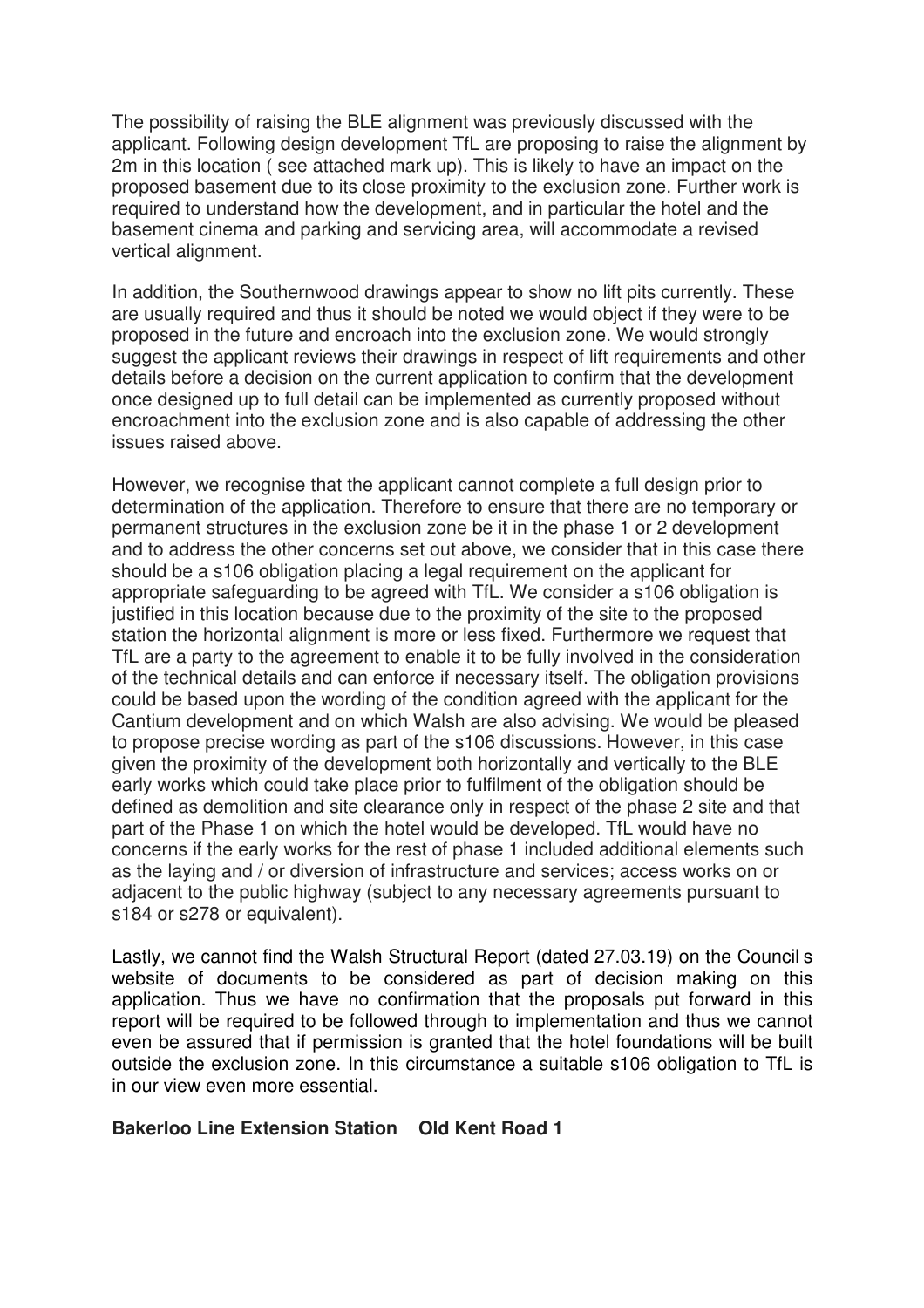The possibility of raising the BLE alignment was previously discussed with the applicant. Following design development TfL are proposing to raise the alignment by 2m in this location ( see attached mark up). This is likely to have an impact on the proposed basement due to its close proximity to the exclusion zone. Further work is required to understand how the development, and in particular the hotel and the basement cinema and parking and servicing area, will accommodate a revised vertical alignment.

In addition, the Southernwood drawings appear to show no lift pits currently. These are usually required and thus it should be noted we would object if they were to be proposed in the future and encroach into the exclusion zone. We would strongly suggest the applicant reviews their drawings in respect of lift requirements and other details before a decision on the current application to confirm that the development once designed up to full detail can be implemented as currently proposed without encroachment into the exclusion zone and is also capable of addressing the other issues raised above.

However, we recognise that the applicant cannot complete a full design prior to determination of the application. Therefore to ensure that there are no temporary or permanent structures in the exclusion zone be it in the phase 1 or 2 development and to address the other concerns set out above, we consider that in this case there should be a s106 obligation placing a legal requirement on the applicant for appropriate safeguarding to be agreed with TfL. We consider a s106 obligation is justified in this location because due to the proximity of the site to the proposed station the horizontal alignment is more or less fixed. Furthermore we request that TfL are a party to the agreement to enable it to be fully involved in the consideration of the technical details and can enforce if necessary itself. The obligation provisions could be based upon the wording of the condition agreed with the applicant for the Cantium development and on which Walsh are also advising. We would be pleased to propose precise wording as part of the s106 discussions. However, in this case given the proximity of the development both horizontally and vertically to the BLE early works which could take place prior to fulfilment of the obligation should be defined as demolition and site clearance only in respect of the phase 2 site and that part of the Phase 1 on which the hotel would be developed. TfL would have no concerns if the early works for the rest of phase 1 included additional elements such as the laying and / or diversion of infrastructure and services; access works on or adjacent to the public highway (subject to any necessary agreements pursuant to s184 or s278 or equivalent).

Lastly, we cannot find the Walsh Structural Report (dated 27.03.19) on the Council s website of documents to be considered as part of decision making on this application. Thus we have no confirmation that the proposals put forward in this report will be required to be followed through to implementation and thus we cannot even be assured that if permission is granted that the hotel foundations will be built outside the exclusion zone. In this circumstance a suitable s106 obligation to TfL is in our view even more essential.

**Bakerloo Line Extension Station Old Kent Road 1**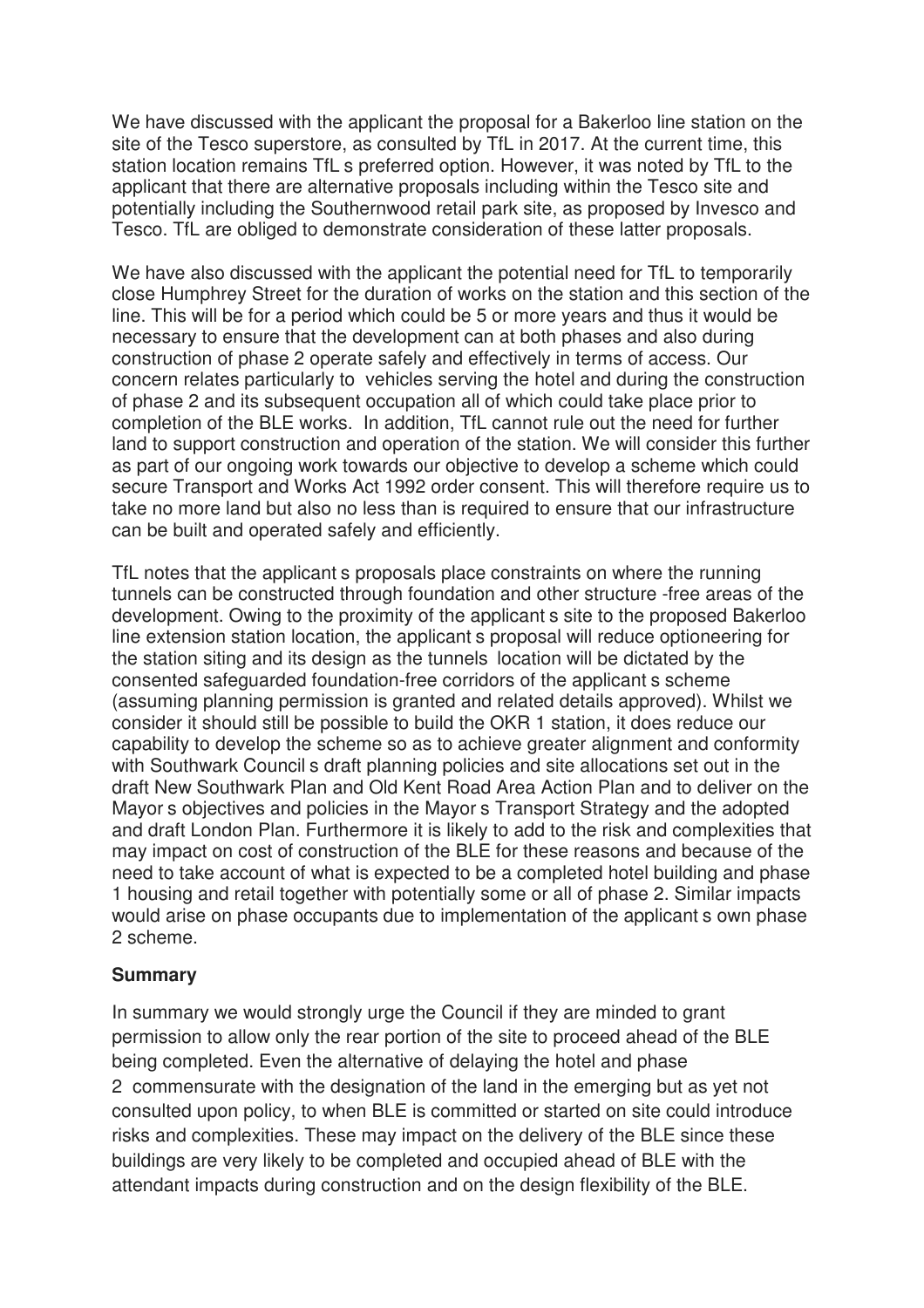We have discussed with the applicant the proposal for a Bakerloo line station on the site of the Tesco superstore, as consulted by TfL in 2017. At the current time, this station location remains TfL s preferred option. However, it was noted by TfL to the applicant that there are alternative proposals including within the Tesco site and potentially including the Southernwood retail park site, as proposed by Invesco and Tesco. TfL are obliged to demonstrate consideration of these latter proposals.

We have also discussed with the applicant the potential need for TfL to temporarily close Humphrey Street for the duration of works on the station and this section of the line. This will be for a period which could be 5 or more years and thus it would be necessary to ensure that the development can at both phases and also during construction of phase 2 operate safely and effectively in terms of access. Our concern relates particularly to vehicles serving the hotel and during the construction of phase 2 and its subsequent occupation all of which could take place prior to completion of the BLE works. In addition, TfL cannot rule out the need for further land to support construction and operation of the station. We will consider this further as part of our ongoing work towards our objective to develop a scheme which could secure Transport and Works Act 1992 order consent. This will therefore require us to take no more land but also no less than is required to ensure that our infrastructure can be built and operated safely and efficiently.

TfL notes that the applicant s proposals place constraints on where the running tunnels can be constructed through foundation and other structure -free areas of the development. Owing to the proximity of the applicant s site to the proposed Bakerloo line extension station location, the applicant s proposal will reduce optioneering for the station siting and its design as the tunnels location will be dictated by the consented safeguarded foundation-free corridors of the applicant s scheme (assuming planning permission is granted and related details approved). Whilst we consider it should still be possible to build the OKR 1 station, it does reduce our capability to develop the scheme so as to achieve greater alignment and conformity with Southwark Council s draft planning policies and site allocations set out in the draft New Southwark Plan and Old Kent Road Area Action Plan and to deliver on the Mayor s objectives and policies in the Mayor s Transport Strategy and the adopted and draft London Plan. Furthermore it is likely to add to the risk and complexities that may impact on cost of construction of the BLE for these reasons and because of the need to take account of what is expected to be a completed hotel building and phase 1 housing and retail together with potentially some or all of phase 2. Similar impacts would arise on phase occupants due to implementation of the applicant s own phase 2 scheme.

**Summary**

In summary we would strongly urge the Council if they are minded to grant permission to allow only the rear portion of the site to proceed ahead of the BLE being completed. Even the alternative of delaying the hotel and phase 2 commensurate with the designation of the land in the emerging but as yet not consulted upon policy, to when BLE is committed or started on site could introduce risks and complexities. These may impact on the delivery of the BLE since these buildings are very likely to be completed and occupied ahead of BLE with the attendant impacts during construction and on the design flexibility of the BLE.